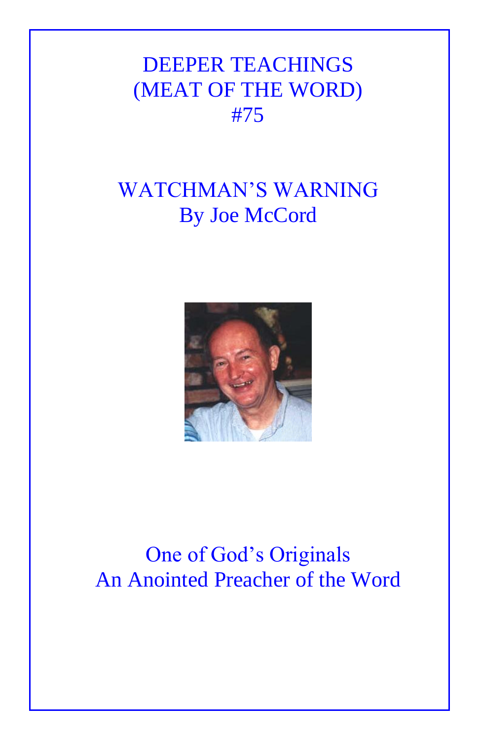# DEEPER TEACHINGS (MEAT OF THE WORD) #75

## WATCHMAN'S WARNING

By Joe McCord

One of God's Originals
An Anointed Preacher of the Word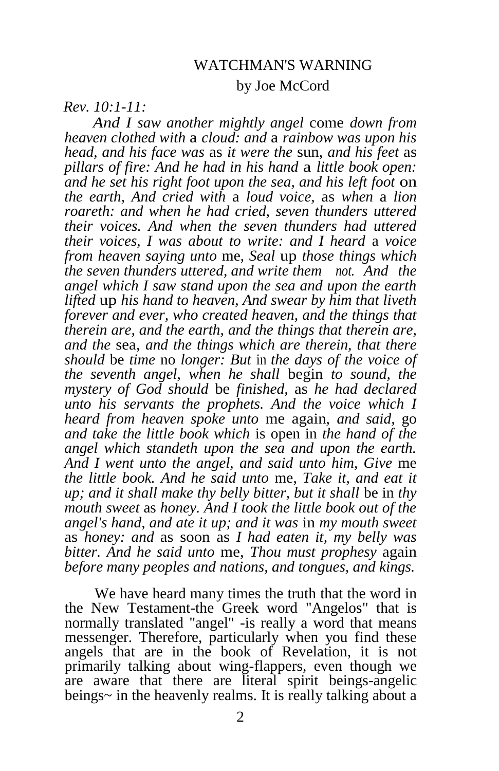# WATCHMAN'S WARNING

by Joe McCord

*Rev. 10:1-11:*

*And I saw another mightly angel* come *down from heaven clothed with* a *cloud: and* a *rainbow was upon his head, and his face was* as *it were the* sun, *and his feet* as *pillars of fire: And he had in his hand* a *little book open: and he set his right foot upon the sea, and his left foot* on *the earth, And cried with* a *loud voice,* as *when* a *lion roareth: and when he had cried, seven thunders uttered their voices. And when the seven thunders had uttered their voices, I was about to write: and I heard* a *voice from heaven saying unto* me, *Seal* up *those things which the seven thunders uttered, and write them not. And the angel which I saw stand upon the sea and upon the earth lifted* up *his hand to heaven, And swear by him that liveth forever and ever, who created heaven, and the things that therein are, and the earth, and the things that therein are, and the* sea, *and the things which are therein, that there should* be *time* no *longer: But* in *the days of the voice of the seventh angel, when he shall* begin *to sound, the mystery of God should* be *finished,* as *he had declared unto his servants the prophets. And the voice which I heard from heaven spoke unto* me again, *and said,* go *and take the little book which* is open in *the hand of the angel which standeth upon the sea and upon the earth. And I went unto the angel, and said unto him, Give* me *the little book. And he said unto* me, *Take it, and eat it up; and it shall make thy belly bitter, but it shall* be in *thy mouth sweet* as *honey. And I took the little book out of the angel's hand, and ate it up; and it was* in *my mouth sweet* as *honey: and* as soon as *I had eaten it, my belly was bitter. And he said unto* me, *Thou must prophesy* again *before many peoples and nations, and tongues, and kings.*

We have heard many times the truth that the word in the New Testament-the Greek word "Angelos" that is normally translated "angel" -is really a word that means messenger. Therefore, particularly when you find these angels that are in the book of Revelation, it is not primarily talking about wing-flappers, even though we are aware that there are literal spirit beings-angelic beings~ in the heavenly realms. It is really talking about a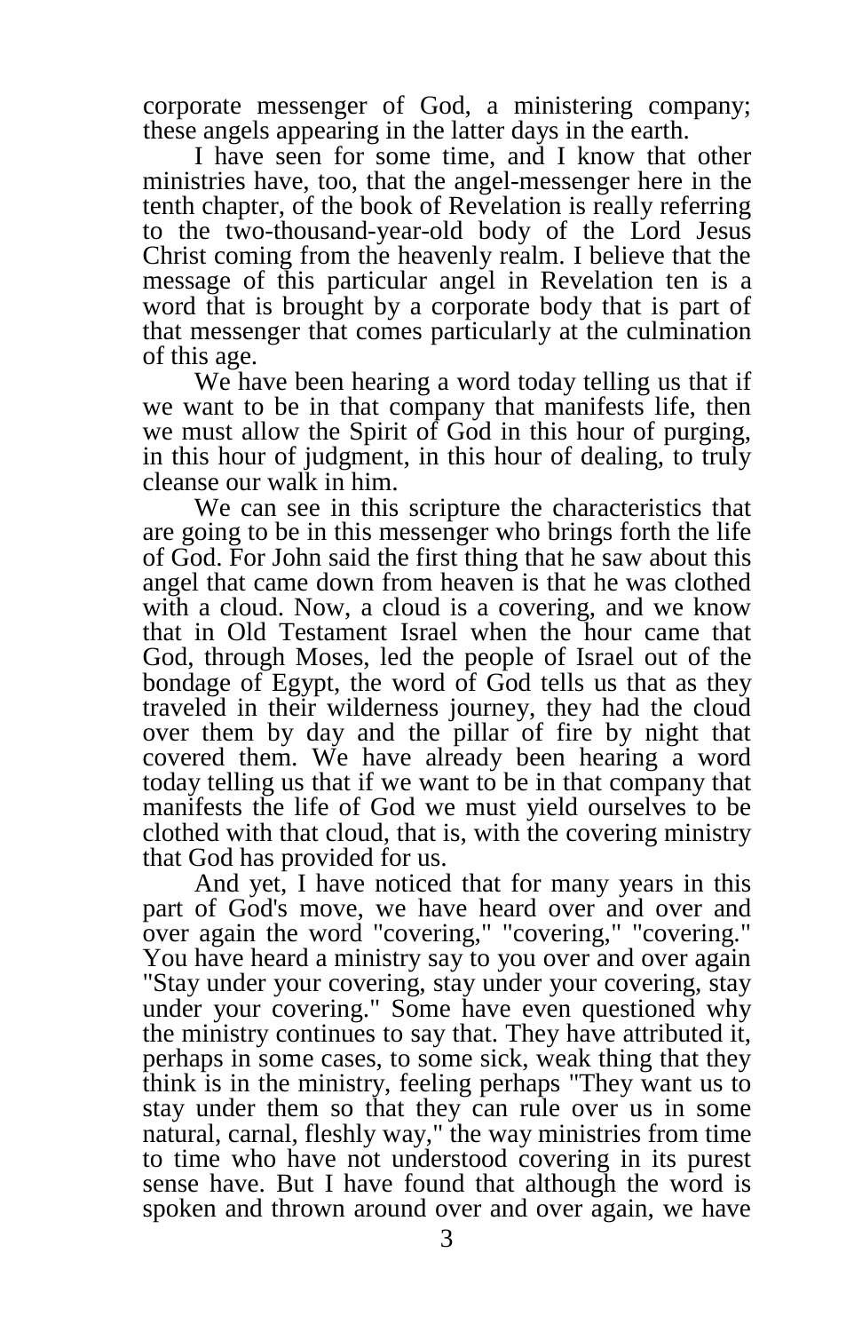corporate messenger of God, a ministering company; these angels appearing in the latter days in the earth.

I have seen for some time, and I know that other ministries have, too, that the angel-messenger here in the tenth chapter, of the book of Revelation is really referring to the two-thousand-year-old body of the Lord Jesus Christ coming from the heavenly realm. I believe that the message of this particular angel in Revelation ten is a word that is brought by a corporate body that is part of that messenger that comes particularly at the culmination of this age.

We have been hearing a word today telling us that if we want to be in that company that manifests life, then we must allow the Spirit of God in this hour of purging, in this hour of judgment, in this hour of dealing, to truly cleanse our walk in him.

We can see in this scripture the characteristics that are going to be in this messenger who brings forth the life of God. For John said the first thing that he saw about this angel that came down from heaven is that he was clothed with a cloud. Now, a cloud is a covering, and we know that in Old Testament Israel when the hour came that God, through Moses, led the people of Israel out of the bondage of Egypt, the word of God tells us that as they traveled in their wilderness journey, they had the cloud over them by day and the pillar of fire by night that covered them. We have already been hearing a word today telling us that if we want to be in that company that manifests the life of God we must yield ourselves to be clothed with that cloud, that is, with the covering ministry that God has provided for us.

And yet, I have noticed that for many years in this part of God's move, we have heard over and over and over again the word "covering," "covering," "covering." You have heard a ministry say to you over and over again "Stay under your covering, stay under your covering, stay under your covering." Some have even questioned why the ministry continues to say that. They have attributed it, perhaps in some cases, to some sick, weak thing that they think is in the ministry, feeling perhaps "They want us to stay under them so that they can rule over us in some natural, carnal, fleshly way," the way ministries from time to time who have not understood covering in its purest sense have. But I have found that although the word is spoken and thrown around over and over again, we have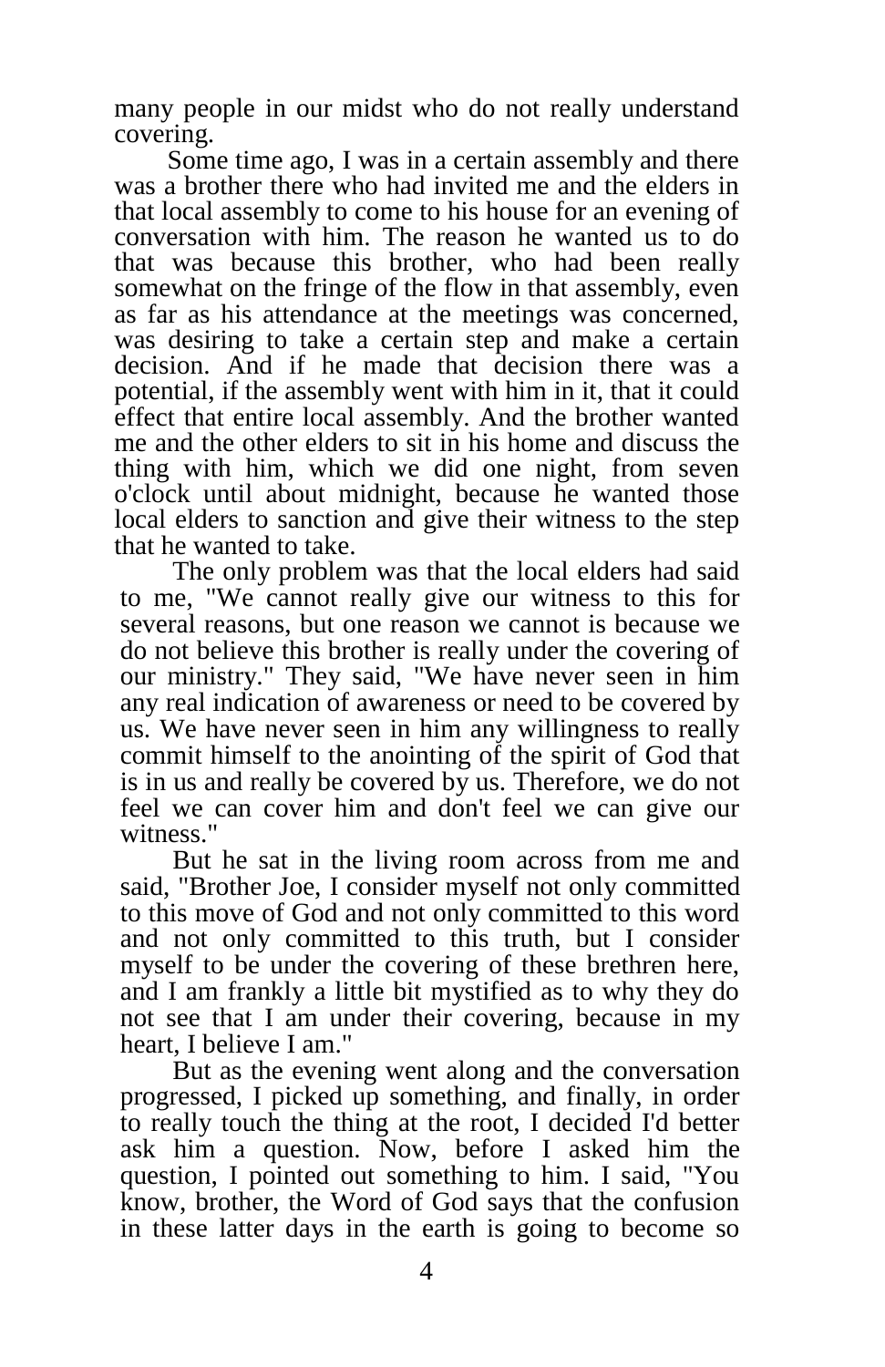many people in our midst who do not really understand covering.

Some time ago, I was in a certain assembly and there was a brother there who had invited me and the elders in that local assembly to come to his house for an evening of conversation with him. The reason he wanted us to do that was because this brother, who had been really somewhat on the fringe of the flow in that assembly, even as far as his attendance at the meetings was concerned, was desiring to take a certain step and make a certain decision. And if he made that decision there was a potential, if the assembly went with him in it, that it could effect that entire local assembly. And the brother wanted me and the other elders to sit in his home and discuss the thing with him, which we did one night, from seven o'clock until about midnight, because he wanted those local elders to sanction and give their witness to the step that he wanted to take.

The only problem was that the local elders had said to me, "We cannot really give our witness to this for several reasons, but one reason we cannot is because we do not believe this brother is really under the covering of our ministry." They said, "We have never seen in him any real indication of awareness or need to be covered by us. We have never seen in him any willingness to really commit himself to the anointing of the spirit of God that is in us and really be covered by us. Therefore, we do not feel we can cover him and don't feel we can give our witness."

But he sat in the living room across from me and said, "Brother Joe, I consider myself not only committed to this move of God and not only committed to this word and not only committed to this truth, but I consider myself to be under the covering of these brethren here, and I am frankly a little bit mystified as to why they do not see that I am under their covering, because in my heart, I believe I am."

But as the evening went along and the conversation progressed, I picked up something, and finally, in order to really touch the thing at the root, I decided I'd better ask him a question. Now, before I asked him the question, I pointed out something to him. I said, "You know, brother, the Word of God says that the confusion in these latter days in the earth is going to become so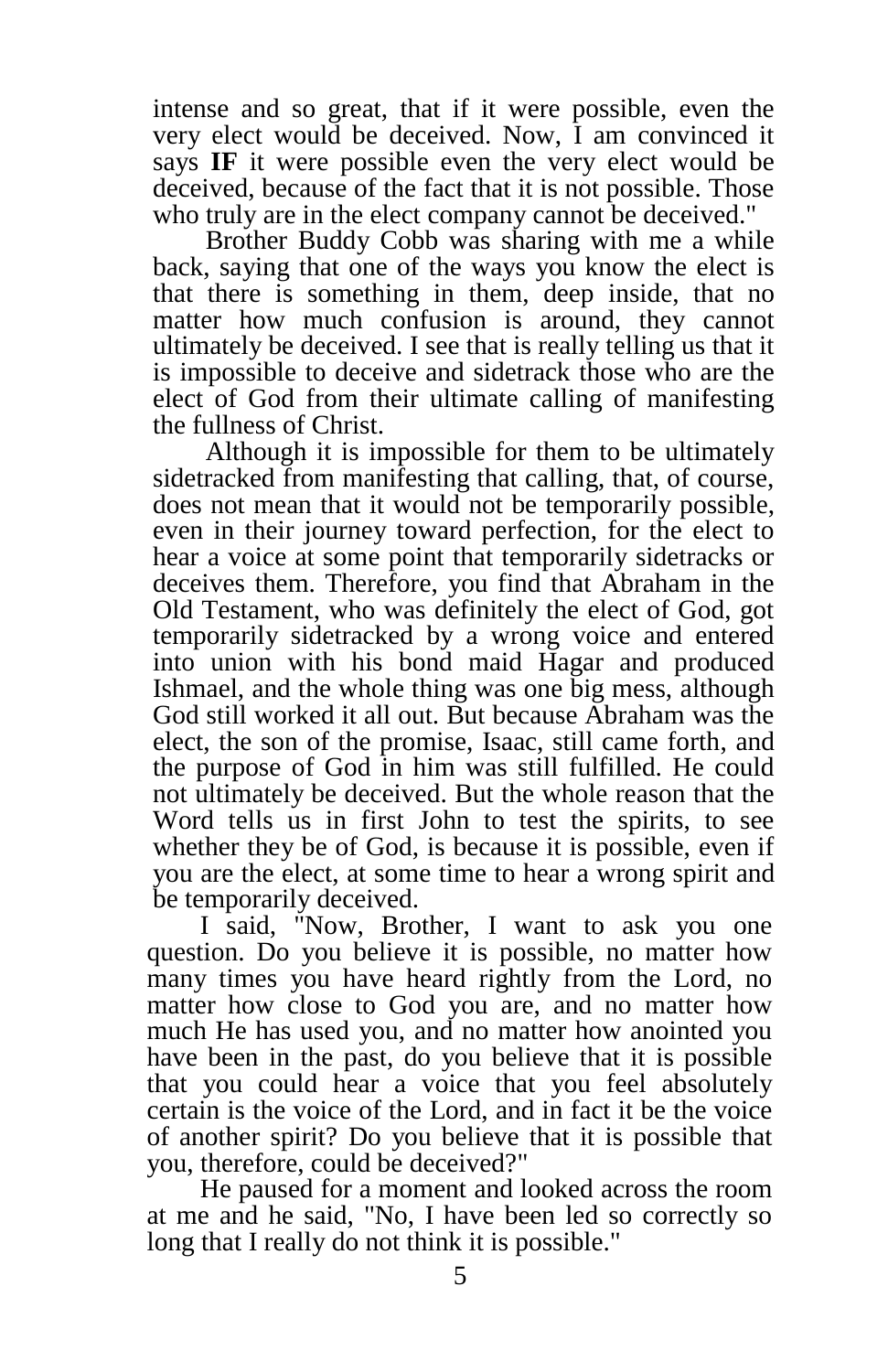intense and so great, that if it were possible, even the very elect would be deceived. Now, I am convinced it says **IF** it were possible even the very elect would be deceived, because of the fact that it is not possible. Those who truly are in the elect company cannot be deceived."

Brother Buddy Cobb was sharing with me a while back, saying that one of the ways you know the elect is that there is something in them, deep inside, that no matter how much confusion is around, they cannot ultimately be deceived. I see that is really telling us that it is impossible to deceive and sidetrack those who are the elect of God from their ultimate calling of manifesting the fullness of Christ.

Although it is impossible for them to be ultimately sidetracked from manifesting that calling, that, of course, does not mean that it would not be temporarily possible, even in their journey toward perfection, for the elect to hear a voice at some point that temporarily sidetracks or deceives them. Therefore, you find that Abraham in the Old Testament, who was definitely the elect of God, got temporarily sidetracked by a wrong voice and entered into union with his bond maid Hagar and produced Ishmael, and the whole thing was one big mess, although God still worked it all out. But because Abraham was the elect, the son of the promise, Isaac, still came forth, and the purpose of God in him was still fulfilled. He could not ultimately be deceived. But the whole reason that the Word tells us in first John to test the spirits, to see whether they be of God, is because it is possible, even if you are the elect, at some time to hear a wrong spirit and be temporarily deceived.

I said, "Now, Brother, I want to ask you one question. Do you believe it is possible, no matter how many times you have heard rightly from the Lord, no matter how close to God you are, and no matter how much He has used you, and no matter how anointed you have been in the past, do you believe that it is possible that you could hear a voice that you feel absolutely certain is the voice of the Lord, and in fact it be the voice of another spirit? Do you believe that it is possible that you, therefore, could be deceived?"

He paused for a moment and looked across the room at me and he said, "No, I have been led so correctly so long that I really do not think it is possible."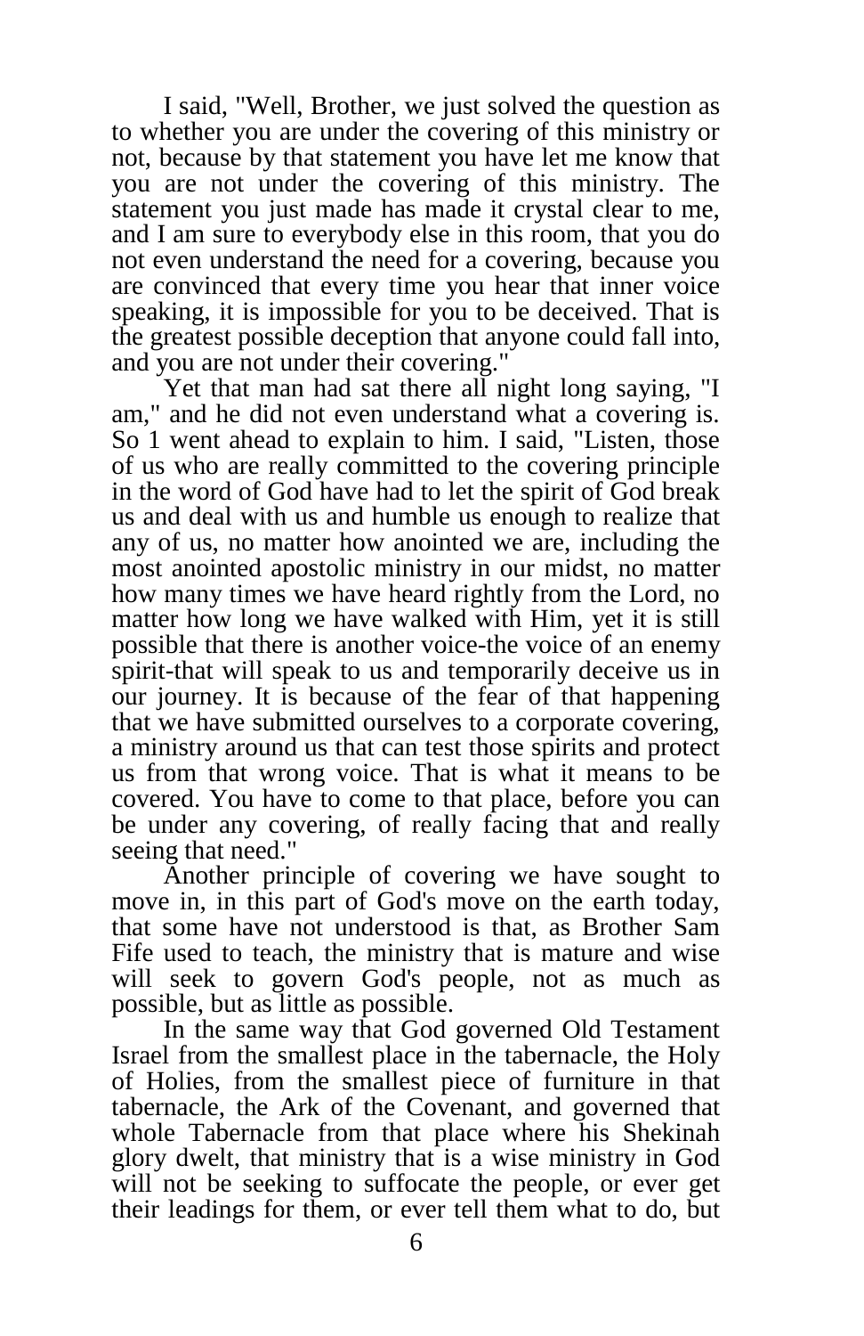I said, "Well, Brother, we just solved the question as to whether you are under the covering of this ministry or not, because by that statement you have let me know that you are not under the covering of this ministry. The statement you just made has made it crystal clear to me, and I am sure to everybody else in this room, that you do not even understand the need for a covering, because you are convinced that every time you hear that inner voice speaking, it is impossible for you to be deceived. That is the greatest possible deception that anyone could fall into, and you are not under their covering."

Yet that man had sat there all night long saying, "I am," and he did not even understand what a covering is. So 1 went ahead to explain to him. I said, "Listen, those of us who are really committed to the covering principle in the word of God have had to let the spirit of God break us and deal with us and humble us enough to realize that any of us, no matter how anointed we are, including the most anointed apostolic ministry in our midst, no matter how many times we have heard rightly from the Lord, no matter how long we have walked with Him, yet it is still possible that there is another voice-the voice of an enemy spirit-that will speak to us and temporarily deceive us in our journey. It is because of the fear of that happening that we have submitted ourselves to a corporate covering, a ministry around us that can test those spirits and protect us from that wrong voice. That is what it means to be covered. You have to come to that place, before you can be under any covering, of really facing that and really seeing that need."

Another principle of covering we have sought to move in, in this part of God's move on the earth today, that some have not understood is that, as Brother Sam Fife used to teach, the ministry that is mature and wise will seek to govern God's people, not as much as possible, but as little as possible.

In the same way that God governed Old Testament Israel from the smallest place in the tabernacle, the Holy of Holies, from the smallest piece of furniture in that tabernacle, the Ark of the Covenant, and governed that whole Tabernacle from that place where his Shekinah glory dwelt, that ministry that is a wise ministry in God will not be seeking to suffocate the people, or ever get their leadings for them, or ever tell them what to do, but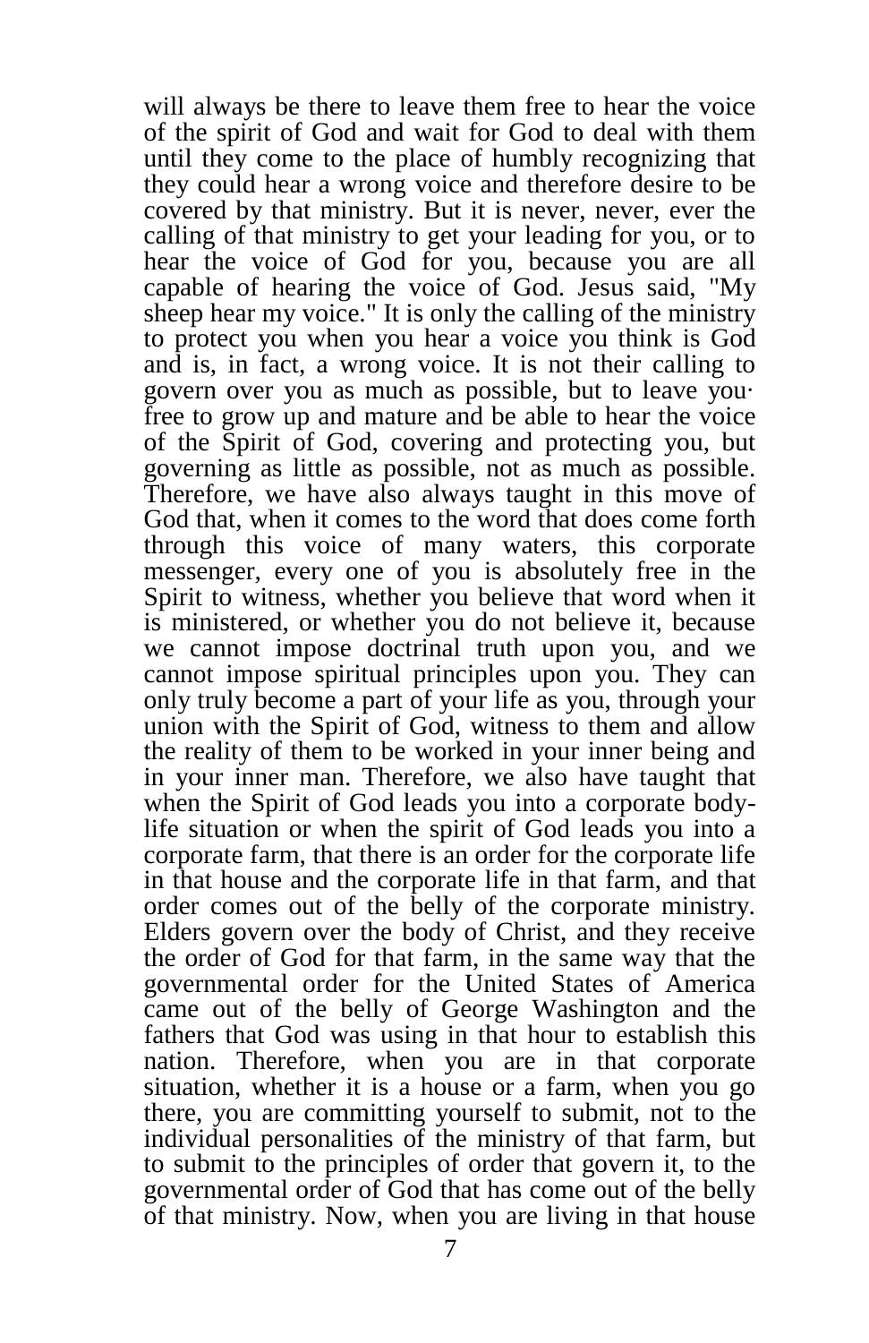will always be there to leave them free to hear the voice of the spirit of God and wait for God to deal with them until they come to the place of humbly recognizing that they could hear a wrong voice and therefore desire to be covered by that ministry. But it is never, never, ever the calling of that ministry to get your leading for you, or to hear the voice of God for you, because you are all capable of hearing the voice of God. Jesus said, "My sheep hear my voice." It is only the calling of the ministry to protect you when you hear a voice you think is God and is, in fact, a wrong voice. It is not their calling to govern over you as much as possible, but to leave you· free to grow up and mature and be able to hear the voice of the Spirit of God, covering and protecting you, but governing as little as possible, not as much as possible. Therefore, we have also always taught in this move of God that, when it comes to the word that does come forth through this voice of many waters, this corporate messenger, every one of you is absolutely free in the Spirit to witness, whether you believe that word when it is ministered, or whether you do not believe it, because we cannot impose doctrinal truth upon you, and we cannot impose spiritual principles upon you. They can only truly become a part of your life as you, through your union with the Spirit of God, witness to them and allow the reality of them to be worked in your inner being and in your inner man. Therefore, we also have taught that when the Spirit of God leads you into a corporate body-life situation or when the spirit of God leads you into a corporate farm, that there is an order for the corporate life in that house and the corporate life in that farm, and that order comes out of the belly of the corporate ministry. Elders govern over the body of Christ, and they receive the order of God for that farm, in the same way that the governmental order for the United States of America came out of the belly of George Washington and the fathers that God was using in that hour to establish this nation. Therefore, when you are in that corporate situation, whether it is a house or a farm, when you go there, you are committing yourself to submit, not to the individual personalities of the ministry of that farm, but to submit to the principles of order that govern it, to the governmental order of God that has come out of the belly of that ministry. Now, when you are living in that house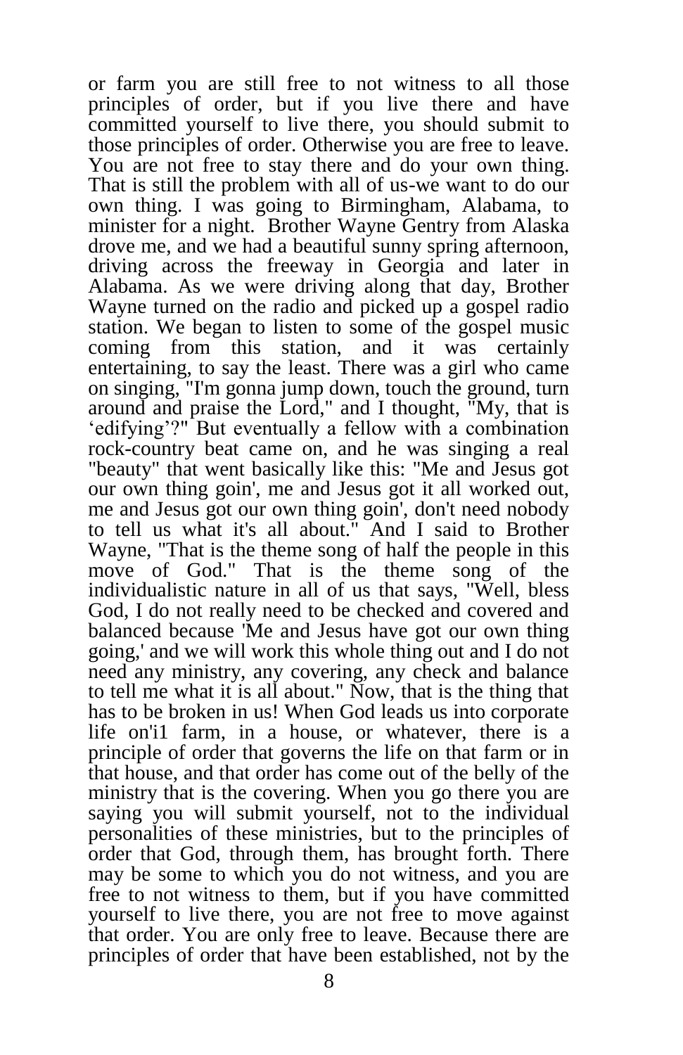or farm you are still free to not witness to all those principles of order, but if you live there and have committed yourself to live there, you should submit to those principles of order. Otherwise you are free to leave. You are not free to stay there and do your own thing. That is still the problem with all of us-we want to do our own thing. I was going to Birmingham, Alabama, to minister for a night. Brother Wayne Gentry from Alaska drove me, and we had a beautiful sunny spring afternoon, driving across the freeway in Georgia and later in Alabama. As we were driving along that day, Brother Wayne turned on the radio and picked up a gospel radio station. We began to listen to some of the gospel music coming from this station, and it was certainly entertaining, to say the least. There was a girl who came on singing, "I'm gonna jump down, touch the ground, turn around and praise the Lord," and I thought, "My, that is 'edifying'?" But eventually a fellow with a combination rock-country beat came on, and he was singing a real "beauty" that went basically like this: "Me and Jesus got our own thing goin', me and Jesus got it all worked out, me and Jesus got our own thing goin', don't need nobody to tell us what it's all about." And I said to Brother Wayne, "That is the theme song of half the people in this move of God." That is the theme song of the individualistic nature in all of us that says, "Well, bless God, I do not really need to be checked and covered and balanced because 'Me and Jesus have got our own thing going,' and we will work this whole thing out and I do not need any ministry, any covering, any check and balance to tell me what it is all about." Now, that is the thing that has to be broken in us! When God leads us into corporate life on'i1 farm, in a house, or whatever, there is a principle of order that governs the life on that farm or in that house, and that order has come out of the belly of the ministry that is the covering. When you go there you are saying you will submit yourself, not to the individual personalities of these ministries, but to the principles of order that God, through them, has brought forth. There may be some to which you do not witness, and you are free to not witness to them, but if you have committed yourself to live there, you are not free to move against that order. You are only free to leave. Because there are principles of order that have been established, not by the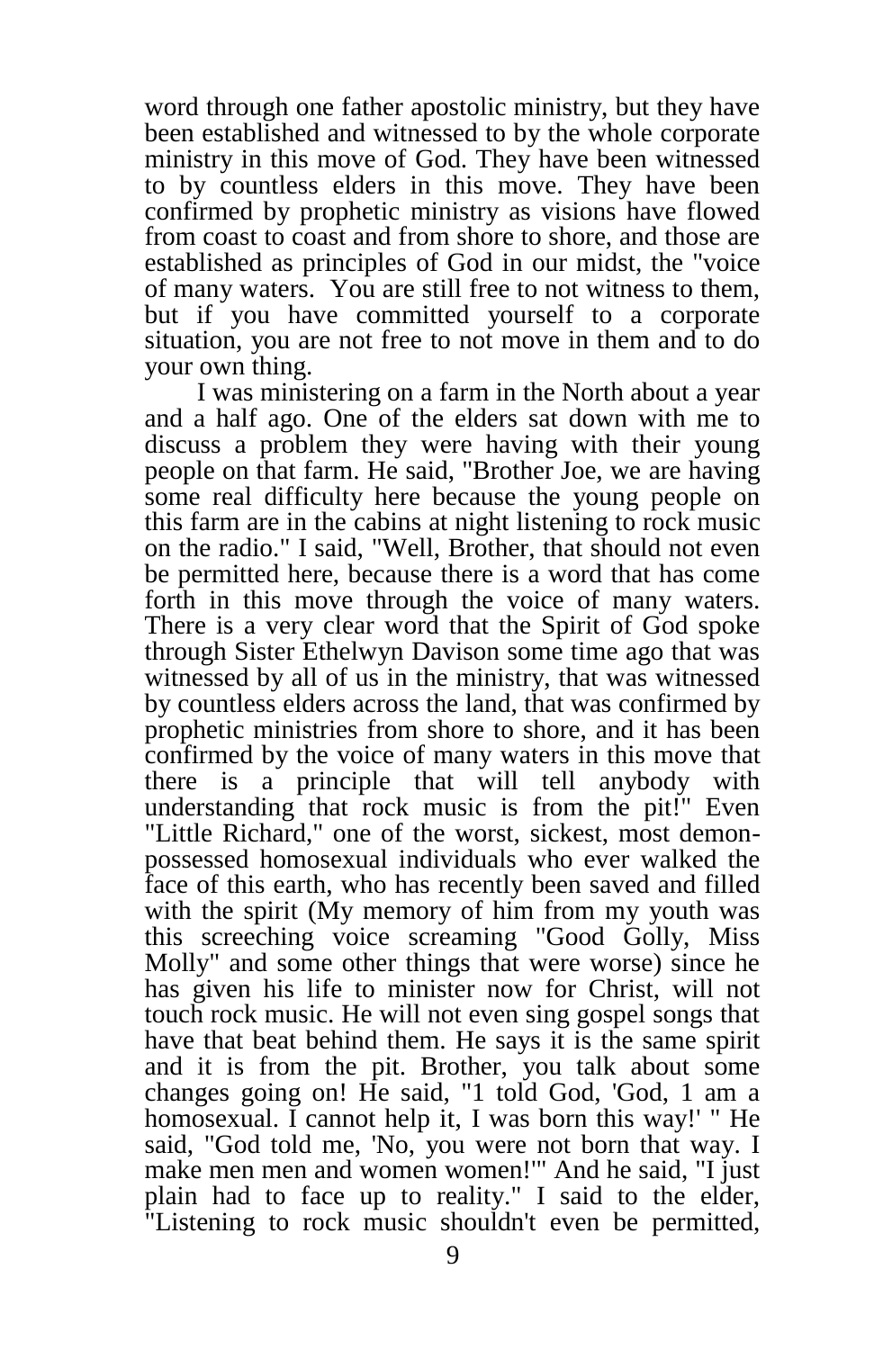word through one father apostolic ministry, but they have been established and witnessed to by the whole corporate ministry in this move of God. They have been witnessed to by countless elders in this move. They have been confirmed by prophetic ministry as visions have flowed from coast to coast and from shore to shore, and those are established as principles of God in our midst, the "voice of many waters. You are still free to not witness to them, but if you have committed yourself to a corporate situation, you are not free to not move in them and to do your own thing.

I was ministering on a farm in the North about a year and a half ago. One of the elders sat down with me to discuss a problem they were having with their young people on that farm. He said, "Brother Joe, we are having some real difficulty here because the young people on this farm are in the cabins at night listening to rock music on the radio." I said, "Well, Brother, that should not even be permitted here, because there is a word that has come forth in this move through the voice of many waters. There is a very clear word that the Spirit of God spoke through Sister Ethelwyn Davison some time ago that was witnessed by all of us in the ministry, that was witnessed by countless elders across the land, that was confirmed by prophetic ministries from shore to shore, and it has been confirmed by the voice of many waters in this move that there is a principle that will tell anybody with understanding that rock music is from the pit!" Even "Little Richard," one of the worst, sickest, most demon-possessed homosexual individuals who ever walked the face of this earth, who has recently been saved and filled with the spirit (My memory of him from my youth was this screeching voice screaming "Good Golly, Miss Molly" and some other things that were worse) since he has given his life to minister now for Christ, will not touch rock music. He will not even sing gospel songs that have that beat behind them. He says it is the same spirit and it is from the pit. Brother, you talk about some changes going on! He said, "1 told God, 'God, 1 am a homosexual. I cannot help it, I was born this way!' " He said, "God told me, 'No, you were not born that way. I make men men and women women!'" And he said, "I just plain had to face up to reality." I said to the elder, "Listening to rock music shouldn't even be permitted,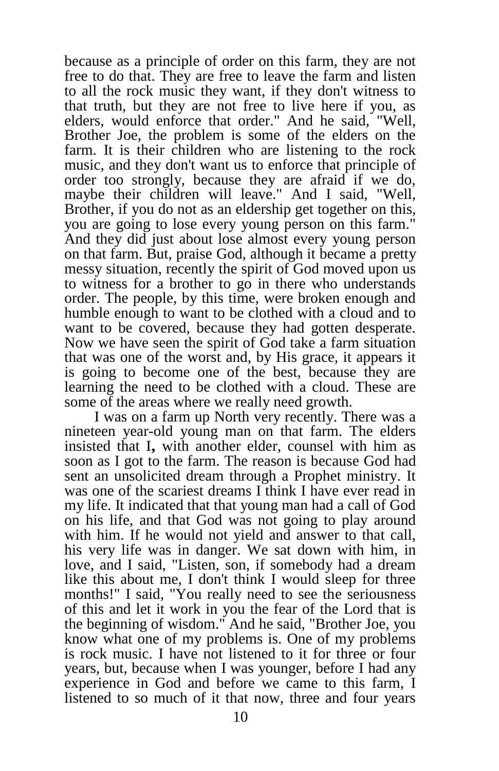because as a principle of order on this farm, they are not free to do that. They are free to leave the farm and listen to all the rock music they want, if they don't witness to that truth, but they are not free to live here if you, as elders, would enforce that order." And he said, "Well, Brother Joe, the problem is some of the elders on the farm. It is their children who are listening to the rock music, and they don't want us to enforce that principle of order too strongly, because they are afraid if we do, maybe their children will leave." And I said, "Well, Brother, if you do not as an eldership get together on this, you are going to lose every young person on this farm." And they did just about lose almost every young person on that farm. But, praise God, although it became a pretty messy situation, recently the spirit of God moved upon us to witness for a brother to go in there who understands order. The people, by this time, were broken enough and humble enough to want to be clothed with a cloud and to want to be covered, because they had gotten desperate. Now we have seen the spirit of God take a farm situation that was one of the worst and, by His grace, it appears it is going to become one of the best, because they are learning the need to be clothed with a cloud. These are some of the areas where we really need growth.

I was on a farm up North very recently. There was a nineteen year-old young man on that farm. The elders insisted that I**,** with another elder, counsel with him as soon as I got to the farm. The reason is because God had sent an unsolicited dream through a Prophet ministry. It was one of the scariest dreams I think I have ever read in my life. It indicated that that young man had a call of God on his life, and that God was not going to play around with him. If he would not yield and answer to that call, his very life was in danger. We sat down with him, in love, and I said, "Listen, son, if somebody had a dream like this about me, I don't think I would sleep for three months!" I said, "You really need to see the seriousness of this and let it work in you the fear of the Lord that is the beginning of wisdom." And he said, "Brother Joe, you know what one of my problems is. One of my problems is rock music. I have not listened to it for three or four years, but, because when I was younger, before I had any experience in God and before we came to this farm, I listened to so much of it that now, three and four years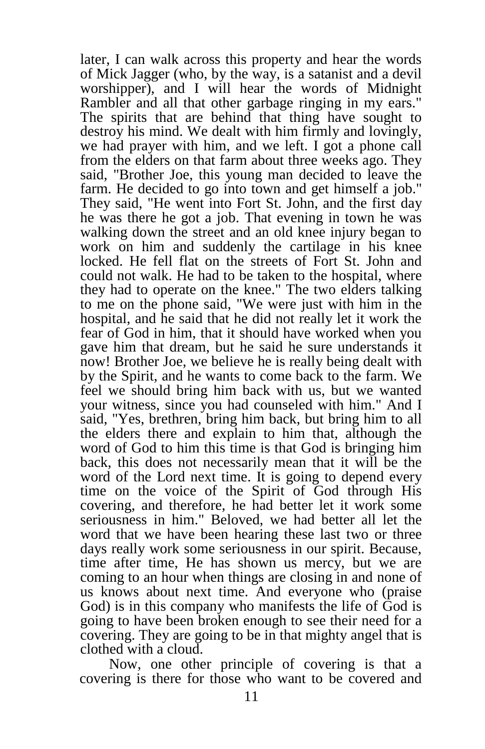later, I can walk across this property and hear the words of Mick Jagger (who, by the way, is a satanist and a devil worshipper), and I will hear the words of Midnight Rambler and all that other garbage ringing in my ears." The spirits that are behind that thing have sought to destroy his mind. We dealt with him firmly and lovingly, we had prayer with him, and we left. I got a phone call from the elders on that farm about three weeks ago. They said, "Brother Joe, this young man decided to leave the farm. He decided to go into town and get himself a job." They said, "He went into Fort St. John, and the first day he was there he got a job. That evening in town he was walking down the street and an old knee injury began to work on him and suddenly the cartilage in his knee locked. He fell flat on the streets of Fort St. John and could not walk. He had to be taken to the hospital, where they had to operate on the knee." The two elders talking to me on the phone said, "We were just with him in the hospital, and he said that he did not really let it work the fear of God in him, that it should have worked when you gave him that dream, but he said he sure understands it now! Brother Joe, we believe he is really being dealt with by the Spirit, and he wants to come back to the farm. We feel we should bring him back with us, but we wanted your witness, since you had counseled with him." And I said, "Yes, brethren, bring him back, but bring him to all the elders there and explain to him that, although the word of God to him this time is that God is bringing him back, this does not necessarily mean that it will be the word of the Lord next time. It is going to depend every time on the voice of the Spirit of God through His covering, and therefore, he had better let it work some seriousness in him." Beloved, we had better all let the word that we have been hearing these last two or three days really work some seriousness in our spirit. Because, time after time, He has shown us mercy, but we are coming to an hour when things are closing in and none of us knows about next time. And everyone who (praise God) is in this company who manifests the life of God is going to have been broken enough to see their need for a covering. They are going to be in that mighty angel that is clothed with a cloud.

Now, one other principle of covering is that a covering is there for those who want to be covered and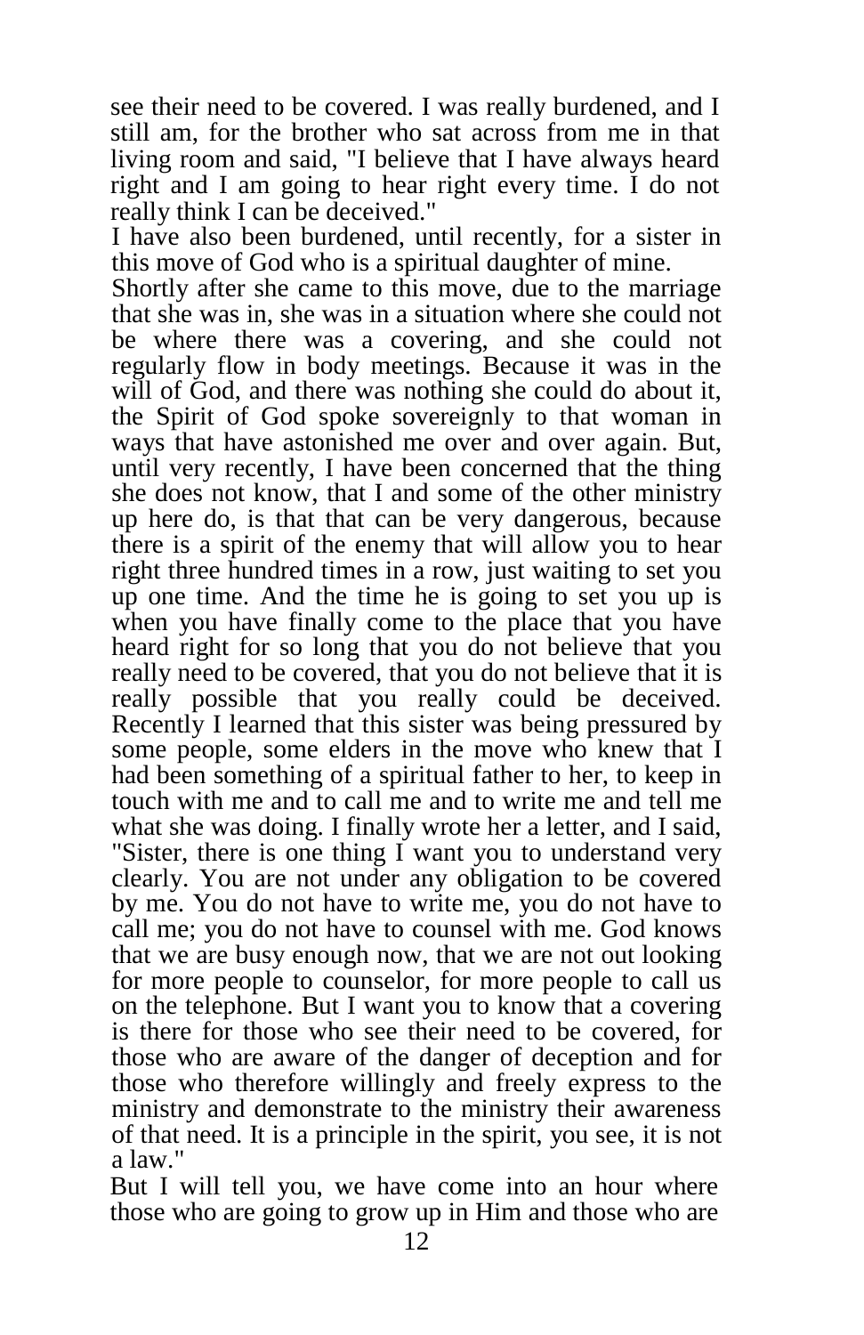see their need to be covered. I was really burdened, and I still am, for the brother who sat across from me in that living room and said, "I believe that I have always heard right and I am going to hear right every time. I do not really think I can be deceived."

I have also been burdened, until recently, for a sister in this move of God who is a spiritual daughter of mine.

Shortly after she came to this move, due to the marriage that she was in, she was in a situation where she could not be where there was a covering, and she could not regularly flow in body meetings. Because it was in the will of God, and there was nothing she could do about it, the Spirit of God spoke sovereignly to that woman in ways that have astonished me over and over again. But, until very recently, I have been concerned that the thing she does not know, that I and some of the other ministry up here do, is that that can be very dangerous, because there is a spirit of the enemy that will allow you to hear right three hundred times in a row, just waiting to set you up one time. And the time he is going to set you up is when you have finally come to the place that you have heard right for so long that you do not believe that you really need to be covered, that you do not believe that it is really possible that you really could be deceived. Recently I learned that this sister was being pressured by some people, some elders in the move who knew that I had been something of a spiritual father to her, to keep in touch with me and to call me and to write me and tell me what she was doing. I finally wrote her a letter, and I said, "Sister, there is one thing I want you to understand very clearly. You are not under any obligation to be covered by me. You do not have to write me, you do not have to call me; you do not have to counsel with me. God knows that we are busy enough now, that we are not out looking for more people to counselor, for more people to call us on the telephone. But I want you to know that a covering is there for those who see their need to be covered, for those who are aware of the danger of deception and for those who therefore willingly and freely express to the ministry and demonstrate to the ministry their awareness of that need. It is a principle in the spirit, you see, it is not a law."

But I will tell you, we have come into an hour where those who are going to grow up in Him and those who are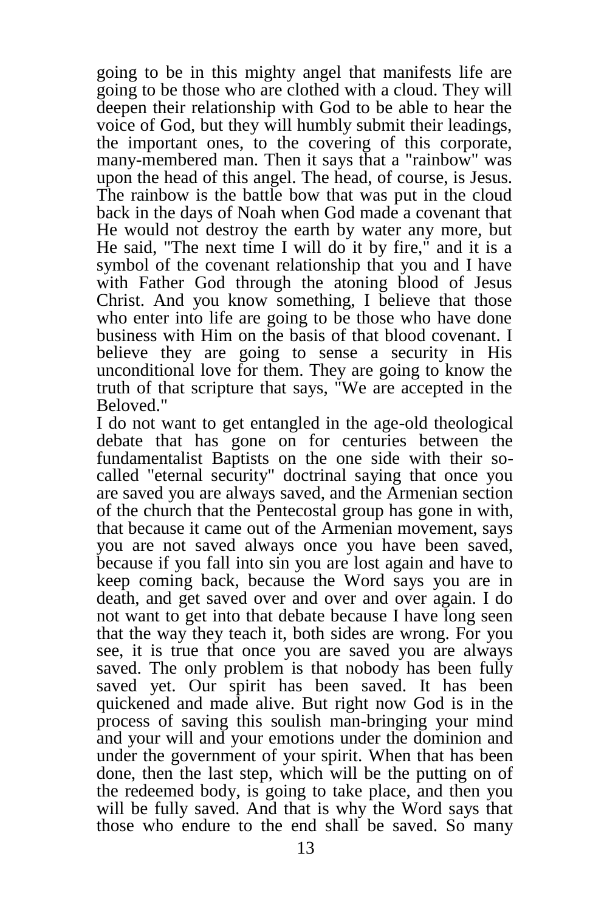going to be in this mighty angel that manifests life are going to be those who are clothed with a cloud. They will deepen their relationship with God to be able to hear the voice of God, but they will humbly submit their leadings, the important ones, to the covering of this corporate, many-membered man. Then it says that a "rainbow" was upon the head of this angel. The head, of course, is Jesus. The rainbow is the battle bow that was put in the cloud back in the days of Noah when God made a covenant that He would not destroy the earth by water any more, but He said, "The next time I will do it by fire," and it is a symbol of the covenant relationship that you and I have with Father God through the atoning blood of Jesus Christ. And you know something, I believe that those who enter into life are going to be those who have done business with Him on the basis of that blood covenant. I believe they are going to sense a security in His unconditional love for them. They are going to know the truth of that scripture that says, "We are accepted in the Beloved."

I do not want to get entangled in the age-old theological debate that has gone on for centuries between the fundamentalist Baptists on the one side with their so-called "eternal security" doctrinal saying that once you are saved you are always saved, and the Armenian section of the church that the Pentecostal group has gone in with, that because it came out of the Armenian movement, says you are not saved always once you have been saved, because if you fall into sin you are lost again and have to keep coming back, because the Word says you are in death, and get saved over and over and over again. I do not want to get into that debate because I have long seen that the way they teach it, both sides are wrong. For you see, it is true that once you are saved you are always saved. The only problem is that nobody has been fully saved yet. Our spirit has been saved. It has been quickened and made alive. But right now God is in the process of saving this soulish man-bringing your mind and your will and your emotions under the dominion and under the government of your spirit. When that has been done, then the last step, which will be the putting on of the redeemed body, is going to take place, and then you will be fully saved. And that is why the Word says that those who endure to the end shall be saved. So many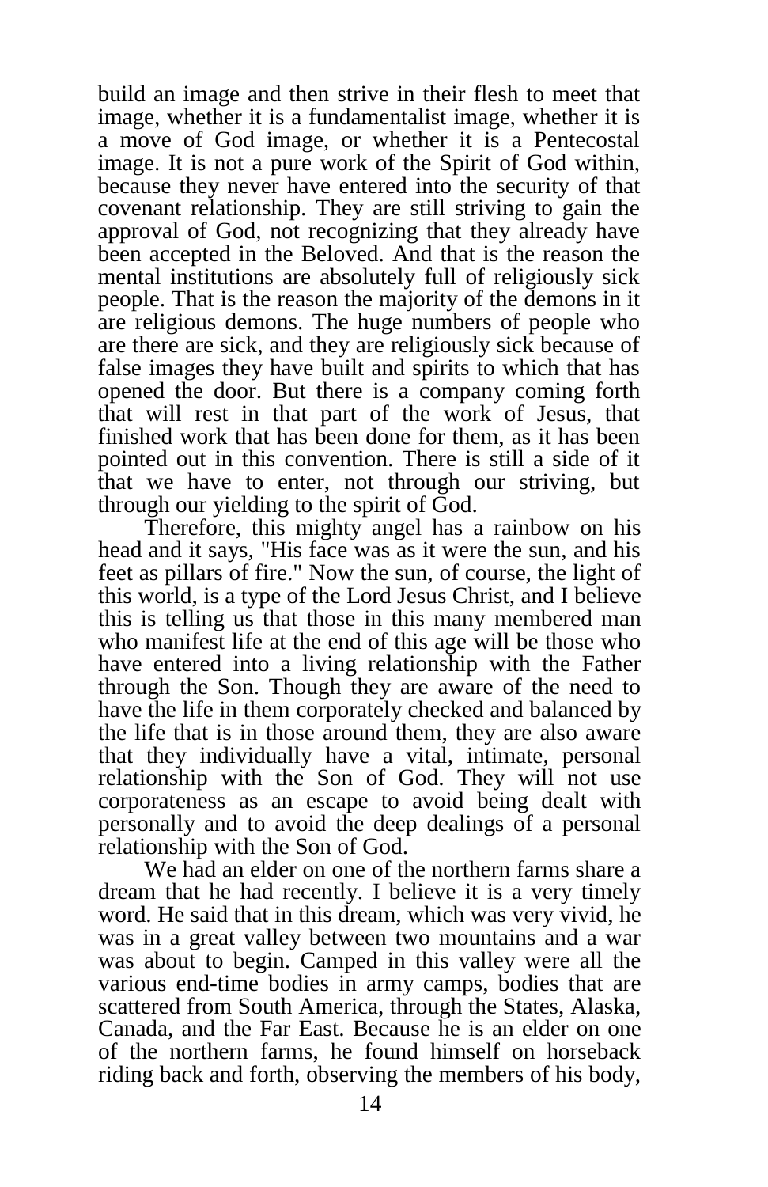build an image and then strive in their flesh to meet that image, whether it is a fundamentalist image, whether it is a move of God image, or whether it is a Pentecostal image. It is not a pure work of the Spirit of God within, because they never have entered into the security of that covenant relationship. They are still striving to gain the approval of God, not recognizing that they already have been accepted in the Beloved. And that is the reason the mental institutions are absolutely full of religiously sick people. That is the reason the majority of the demons in it are religious demons. The huge numbers of people who are there are sick, and they are religiously sick because of false images they have built and spirits to which that has opened the door. But there is a company coming forth that will rest in that part of the work of Jesus, that finished work that has been done for them, as it has been pointed out in this convention. There is still a side of it that we have to enter, not through our striving, but through our yielding to the spirit of God.

Therefore, this mighty angel has a rainbow on his head and it says, "His face was as it were the sun, and his feet as pillars of fire." Now the sun, of course, the light of this world, is a type of the Lord Jesus Christ, and I believe this is telling us that those in this many membered man who manifest life at the end of this age will be those who have entered into a living relationship with the Father through the Son. Though they are aware of the need to have the life in them corporately checked and balanced by the life that is in those around them, they are also aware that they individually have a vital, intimate, personal relationship with the Son of God. They will not use corporateness as an escape to avoid being dealt with personally and to avoid the deep dealings of a personal relationship with the Son of God.

We had an elder on one of the northern farms share a dream that he had recently. I believe it is a very timely word. He said that in this dream, which was very vivid, he was in a great valley between two mountains and a war was about to begin. Camped in this valley were all the various end-time bodies in army camps, bodies that are scattered from South America, through the States, Alaska, Canada, and the Far East. Because he is an elder on one of the northern farms, he found himself on horseback riding back and forth, observing the members of his body,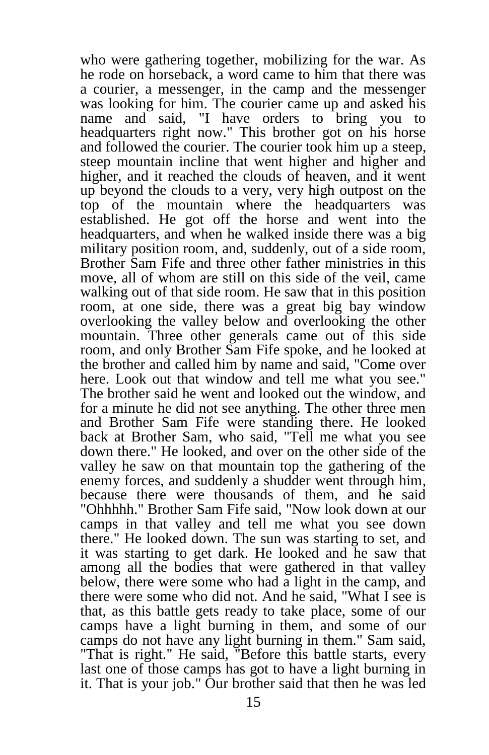who were gathering together, mobilizing for the war. As he rode on horseback, a word came to him that there was a courier, a messenger, in the camp and the messenger was looking for him. The courier came up and asked his name and said, "I have orders to bring you to headquarters right now." This brother got on his horse and followed the courier. The courier took him up a steep, steep mountain incline that went higher and higher and higher, and it reached the clouds of heaven, and it went up beyond the clouds to a very, very high outpost on the top of the mountain where the headquarters was established. He got off the horse and went into the headquarters, and when he walked inside there was a big military position room, and, suddenly, out of a side room, Brother Sam Fife and three other father ministries in this move, all of whom are still on this side of the veil, came walking out of that side room. He saw that in this position room, at one side, there was a great big bay window overlooking the valley below and overlooking the other mountain. Three other generals came out of this side room, and only Brother Sam Fife spoke, and he looked at the brother and called him by name and said, "Come over here. Look out that window and tell me what you see." The brother said he went and looked out the window, and for a minute he did not see anything. The other three men and Brother Sam Fife were standing there. He looked back at Brother Sam, who said, "Tell me what you see down there." He looked, and over on the other side of the valley he saw on that mountain top the gathering of the enemy forces, and suddenly a shudder went through him, because there were thousands of them, and he said "Ohhhhh." Brother Sam Fife said, "Now look down at our camps in that valley and tell me what you see down there." He looked down. The sun was starting to set, and it was starting to get dark. He looked and he saw that among all the bodies that were gathered in that valley below, there were some who had a light in the camp, and there were some who did not. And he said, "What I see is that, as this battle gets ready to take place, some of our camps have a light burning in them, and some of our camps do not have any light burning in them." Sam said, "That is right." He said, "Before this battle starts, every last one of those camps has got to have a light burning in it. That is your job." Our brother said that then he was led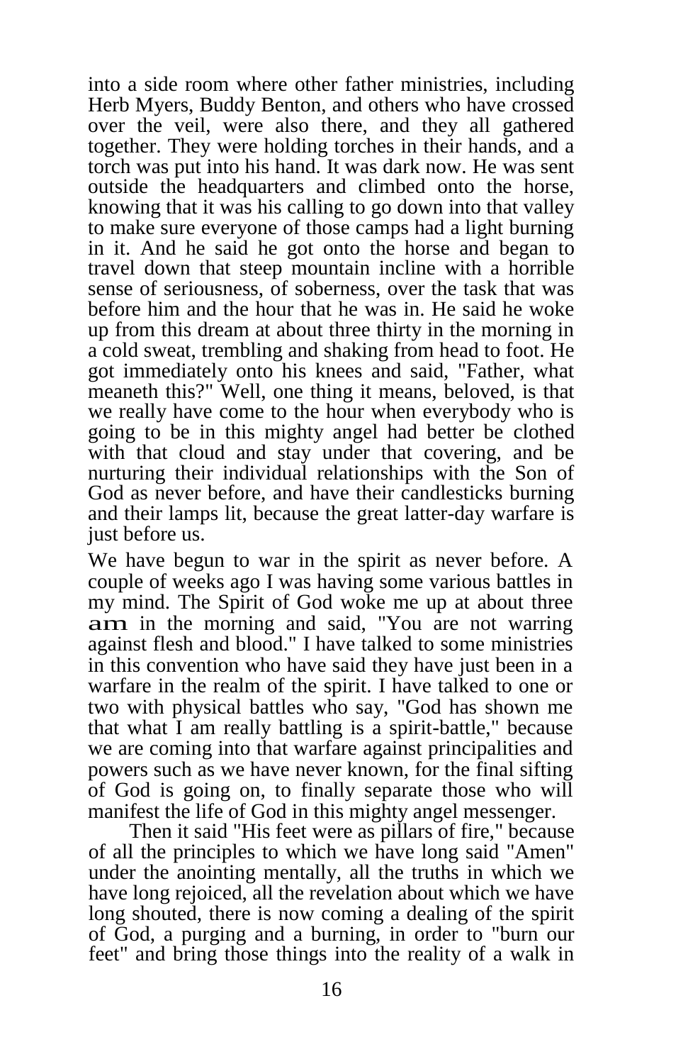into a side room where other father ministries, including Herb Myers, Buddy Benton, and others who have crossed over the veil, were also there, and they all gathered together. They were holding torches in their hands, and a torch was put into his hand. It was dark now. He was sent outside the headquarters and climbed onto the horse, knowing that it was his calling to go down into that valley to make sure everyone of those camps had a light burning in it. And he said he got onto the horse and began to travel down that steep mountain incline with a horrible sense of seriousness, of soberness, over the task that was before him and the hour that he was in. He said he woke up from this dream at about three thirty in the morning in a cold sweat, trembling and shaking from head to foot. He got immediately onto his knees and said, "Father, what meaneth this?" Well, one thing it means, beloved, is that we really have come to the hour when everybody who is going to be in this mighty angel had better be clothed with that cloud and stay under that covering, and be nurturing their individual relationships with the Son of God as never before, and have their candlesticks burning and their lamps lit, because the great latter-day warfare is just before us.

We have begun to war in the spirit as never before. A couple of weeks ago I was having some various battles in my mind. The Spirit of God woke me up at about three am in the morning and said, "You are not warring against flesh and blood." I have talked to some ministries in this convention who have said they have just been in a warfare in the realm of the spirit. I have talked to one or two with physical battles who say, "God has shown me that what I am really battling is a spirit-battle," because we are coming into that warfare against principalities and powers such as we have never known, for the final sifting of God is going on, to finally separate those who will manifest the life of God in this mighty angel messenger.

Then it said "His feet were as pillars of fire," because of all the principles to which we have long said "Amen" under the anointing mentally, all the truths in which we have long rejoiced, all the revelation about which we have long shouted, there is now coming a dealing of the spirit of God, a purging and a burning, in order to "burn our feet" and bring those things into the reality of a walk in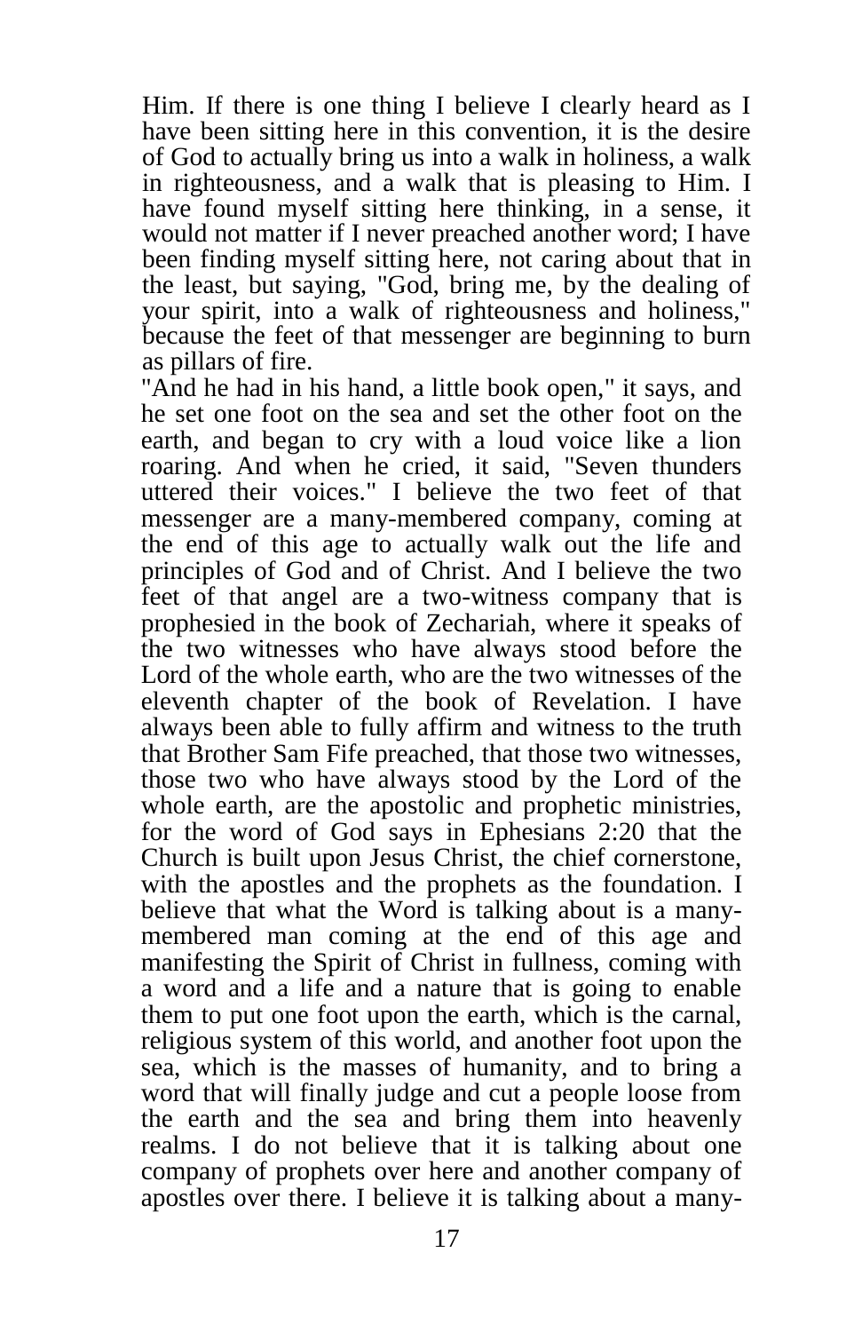Him. If there is one thing I believe I clearly heard as I have been sitting here in this convention, it is the desire of God to actually bring us into a walk in holiness, a walk in righteousness, and a walk that is pleasing to Him. I have found myself sitting here thinking, in a sense, it would not matter if I never preached another word; I have been finding myself sitting here, not caring about that in the least, but saying, "God, bring me, by the dealing of your spirit, into a walk of righteousness and holiness," because the feet of that messenger are beginning to burn as pillars of fire.

"And he had in his hand, a little book open," it says, and he set one foot on the sea and set the other foot on the earth, and began to cry with a loud voice like a lion roaring. And when he cried, it said, "Seven thunders uttered their voices." I believe the two feet of that messenger are a many-membered company, coming at the end of this age to actually walk out the life and principles of God and of Christ. And I believe the two feet of that angel are a two-witness company that is prophesied in the book of Zechariah, where it speaks of the two witnesses who have always stood before the Lord of the whole earth, who are the two witnesses of the eleventh chapter of the book of Revelation. I have always been able to fully affirm and witness to the truth that Brother Sam Fife preached, that those two witnesses, those two who have always stood by the Lord of the whole earth, are the apostolic and prophetic ministries, for the word of God says in Ephesians 2:20 that the Church is built upon Jesus Christ, the chief cornerstone, with the apostles and the prophets as the foundation. I believe that what the Word is talking about is a many-membered man coming at the end of this age and manifesting the Spirit of Christ in fullness, coming with a word and a life and a nature that is going to enable them to put one foot upon the earth, which is the carnal, religious system of this world, and another foot upon the sea, which is the masses of humanity, and to bring a word that will finally judge and cut a people loose from the earth and the sea and bring them into heavenly realms. I do not believe that it is talking about one company of prophets over here and another company of apostles over there. I believe it is talking about a many-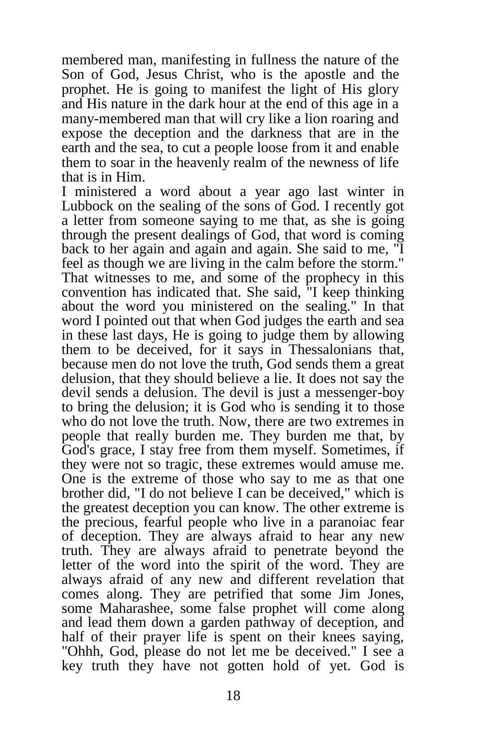membered man, manifesting in fullness the nature of the Son of God, Jesus Christ, who is the apostle and the prophet. He is going to manifest the light of His glory and His nature in the dark hour at the end of this age in a many-membered man that will cry like a lion roaring and expose the deception and the darkness that are in the earth and the sea, to cut a people loose from it and enable them to soar in the heavenly realm of the newness of life that is in Him.

I ministered a word about a year ago last winter in Lubbock on the sealing of the sons of God. I recently got a letter from someone saying to me that, as she is going through the present dealings of God, that word is coming back to her again and again and again. She said to me, "I feel as though we are living in the calm before the storm." That witnesses to me, and some of the prophecy in this convention has indicated that. She said, "I keep thinking about the word you ministered on the sealing." In that word I pointed out that when God judges the earth and sea in these last days, He is going to judge them by allowing them to be deceived, for it says in Thessalonians that, because men do not love the truth, God sends them a great delusion, that they should believe a lie. It does not say the devil sends a delusion. The devil is just a messenger-boy to bring the delusion; it is God who is sending it to those who do not love the truth. Now, there are two extremes in people that really burden me. They burden me that, by God's grace, I stay free from them myself. Sometimes, if they were not so tragic, these extremes would amuse me. One is the extreme of those who say to me as that one brother did, "I do not believe I can be deceived," which is the greatest deception you can know. The other extreme is the precious, fearful people who live in a paranoiac fear of deception. They are always afraid to hear any new truth. They are always afraid to penetrate beyond the letter of the word into the spirit of the word. They are always afraid of any new and different revelation that comes along. They are petrified that some Jim Jones, some Maharashee, some false prophet will come along and lead them down a garden pathway of deception, and half of their prayer life is spent on their knees saying, "Ohhh, God, please do not let me be deceived." I see a key truth they have not gotten hold of yet. God is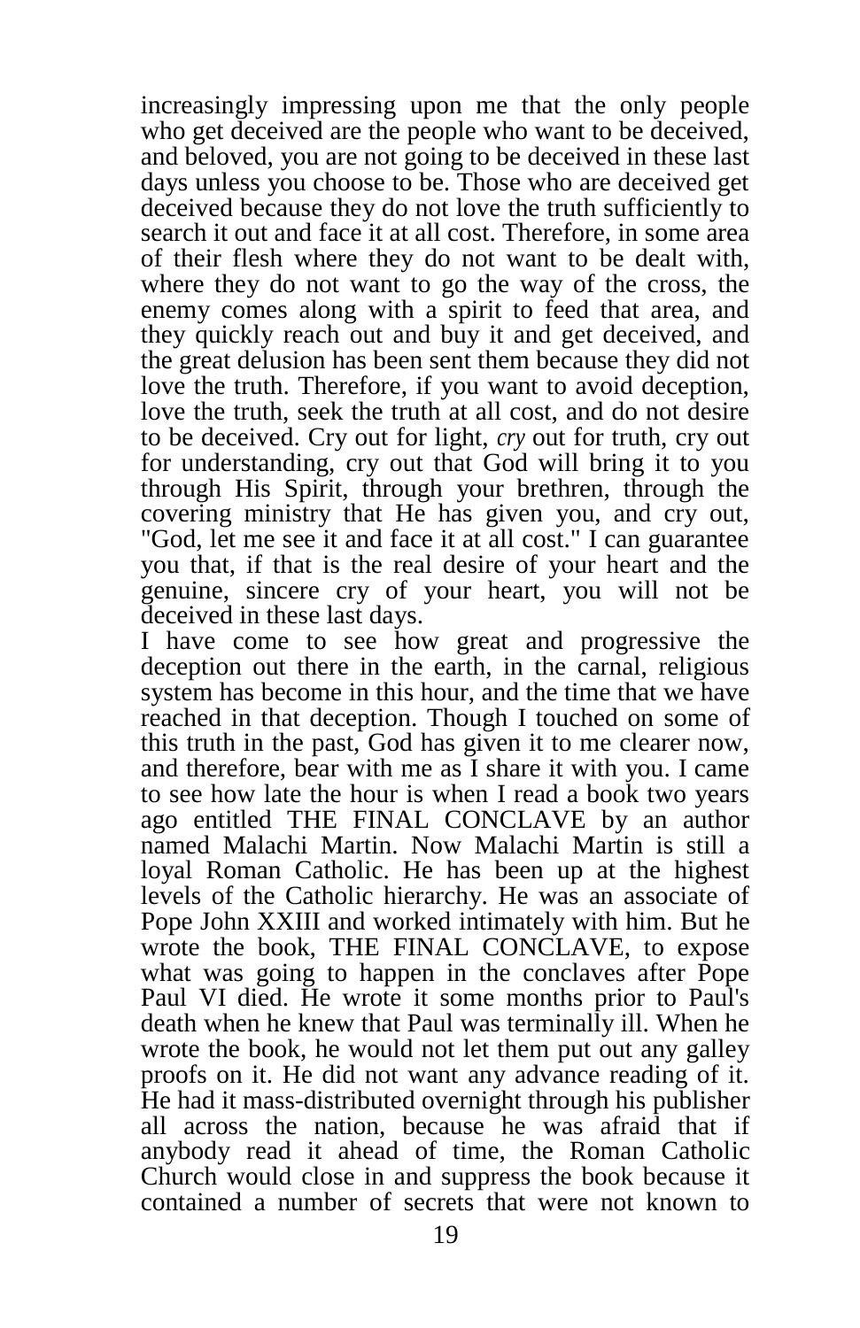increasingly impressing upon me that the only people who get deceived are the people who want to be deceived, and beloved, you are not going to be deceived in these last days unless you choose to be. Those who are deceived get deceived because they do not love the truth sufficiently to search it out and face it at all cost. Therefore, in some area of their flesh where they do not want to be dealt with, where they do not want to go the way of the cross, the enemy comes along with a spirit to feed that area, and they quickly reach out and buy it and get deceived, and the great delusion has been sent them because they did not love the truth. Therefore, if you want to avoid deception, love the truth, seek the truth at all cost, and do not desire to be deceived. Cry out for light, *cry* out for truth, cry out for understanding, cry out that God will bring it to you through His Spirit, through your brethren, through the covering ministry that He has given you, and cry out, "God, let me see it and face it at all cost." I can guarantee you that, if that is the real desire of your heart and the genuine, sincere cry of your heart, you will not be deceived in these last days.

I have come to see how great and progressive the deception out there in the earth, in the carnal, religious system has become in this hour, and the time that we have reached in that deception. Though I touched on some of this truth in the past, God has given it to me clearer now, and therefore, bear with me as I share it with you. I came to see how late the hour is when I read a book two years ago entitled THE FINAL CONCLAVE by an author named Malachi Martin. Now Malachi Martin is still a loyal Roman Catholic. He has been up at the highest levels of the Catholic hierarchy. He was an associate of Pope John XXIII and worked intimately with him. But he wrote the book, THE FINAL CONCLAVE, to expose what was going to happen in the conclaves after Pope Paul VI died. He wrote it some months prior to Paul's death when he knew that Paul was terminally ill. When he wrote the book, he would not let them put out any galley proofs on it. He did not want any advance reading of it. He had it mass-distributed overnight through his publisher all across the nation, because he was afraid that if anybody read it ahead of time, the Roman Catholic Church would close in and suppress the book because it contained a number of secrets that were not known to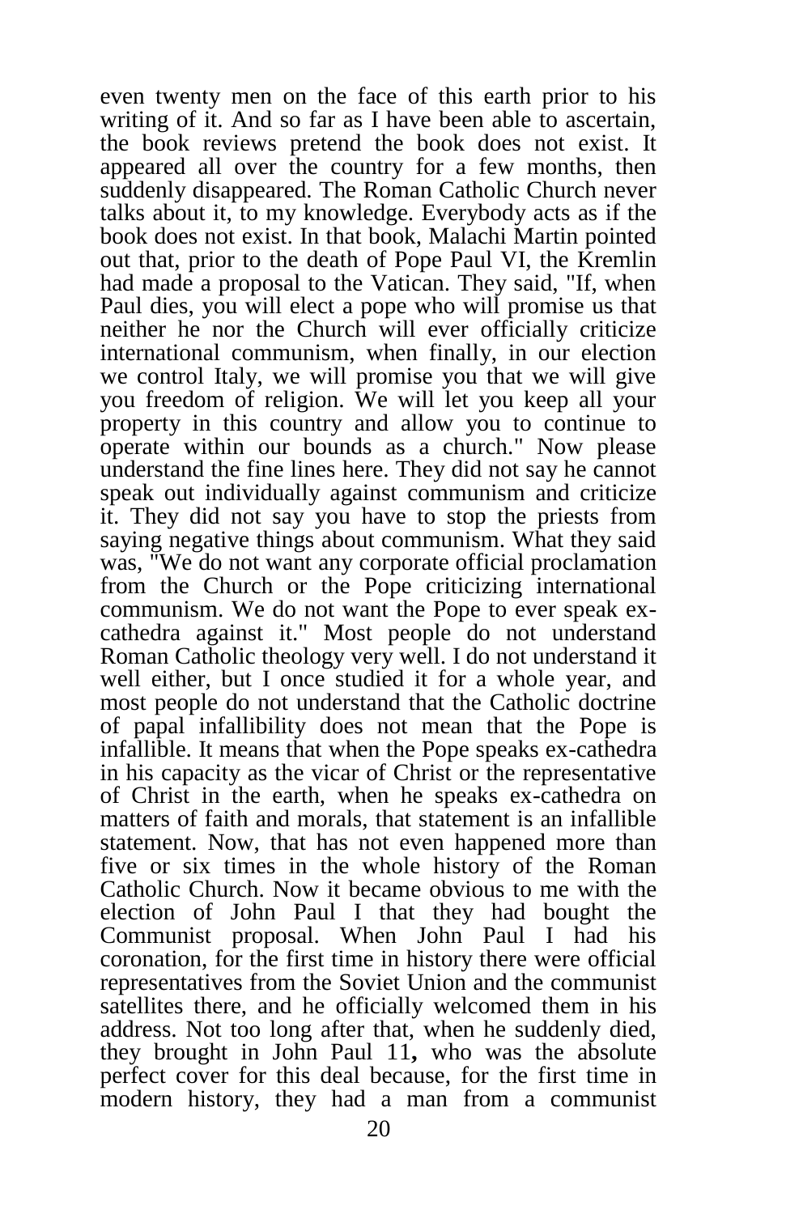even twenty men on the face of this earth prior to his writing of it. And so far as I have been able to ascertain, the book reviews pretend the book does not exist. It appeared all over the country for a few months, then suddenly disappeared. The Roman Catholic Church never talks about it, to my knowledge. Everybody acts as if the book does not exist. In that book, Malachi Martin pointed out that, prior to the death of Pope Paul VI, the Kremlin had made a proposal to the Vatican. They said, "If, when Paul dies, you will elect a pope who will promise us that neither he nor the Church will ever officially criticize international communism, when finally, in our election we control Italy, we will promise you that we will give you freedom of religion. We will let you keep all your property in this country and allow you to continue to operate within our bounds as a church." Now please understand the fine lines here. They did not say he cannot speak out individually against communism and criticize it. They did not say you have to stop the priests from saying negative things about communism. What they said was, "We do not want any corporate official proclamation from the Church or the Pope criticizing international communism. We do not want the Pope to ever speak ex-cathedra against it." Most people do not understand Roman Catholic theology very well. I do not understand it well either, but I once studied it for a whole year, and most people do not understand that the Catholic doctrine of papal infallibility does not mean that the Pope is infallible. It means that when the Pope speaks ex-cathedra in his capacity as the vicar of Christ or the representative of Christ in the earth, when he speaks ex-cathedra on matters of faith and morals, that statement is an infallible statement. Now, that has not even happened more than five or six times in the whole history of the Roman Catholic Church. Now it became obvious to me with the election of John Paul I that they had bought the Communist proposal. When John Paul I had his coronation, for the first time in history there were official representatives from the Soviet Union and the communist satellites there, and he officially welcomed them in his address. Not too long after that, when he suddenly died, they brought in John Paul 11**,** who was the absolute perfect cover for this deal because, for the first time in modern history, they had a man from a communist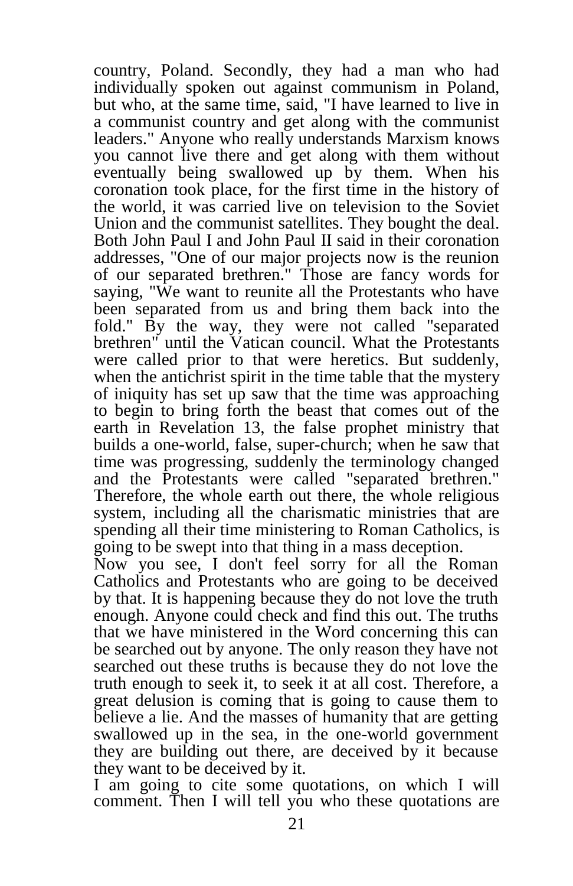country, Poland. Secondly, they had a man who had individually spoken out against communism in Poland, but who, at the same time, said, "I have learned to live in a communist country and get along with the communist leaders." Anyone who really understands Marxism knows you cannot live there and get along with them without eventually being swallowed up by them. When his coronation took place, for the first time in the history of the world, it was carried live on television to the Soviet Union and the communist satellites. They bought the deal. Both John Paul I and John Paul II said in their coronation addresses, "One of our major projects now is the reunion of our separated brethren." Those are fancy words for saying, "We want to reunite all the Protestants who have been separated from us and bring them back into the fold." By the way, they were not called "separated brethren" until the Vatican council. What the Protestants were called prior to that were heretics. But suddenly, when the antichrist spirit in the time table that the mystery of iniquity has set up saw that the time was approaching to begin to bring forth the beast that comes out of the earth in Revelation 13, the false prophet ministry that builds a one-world, false, super-church; when he saw that time was progressing, suddenly the terminology changed and the Protestants were called "separated brethren." Therefore, the whole earth out there, the whole religious system, including all the charismatic ministries that are spending all their time ministering to Roman Catholics, is going to be swept into that thing in a mass deception.

Now you see, I don't feel sorry for all the Roman Catholics and Protestants who are going to be deceived by that. It is happening because they do not love the truth enough. Anyone could check and find this out. The truths that we have ministered in the Word concerning this can be searched out by anyone. The only reason they have not searched out these truths is because they do not love the truth enough to seek it, to seek it at all cost. Therefore, a great delusion is coming that is going to cause them to believe a lie. And the masses of humanity that are getting swallowed up in the sea, in the one-world government they are building out there, are deceived by it because they want to be deceived by it.

I am going to cite some quotations, on which I will comment. Then I will tell you who these quotations are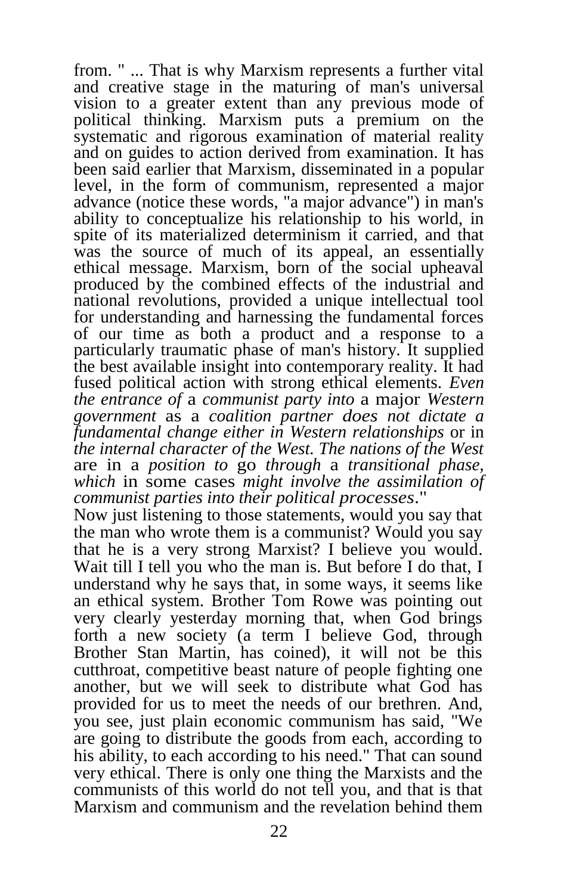from. " ... That is why Marxism represents a further vital and creative stage in the maturing of man's universal vision to a greater extent than any previous mode of political thinking. Marxism puts a premium on the systematic and rigorous examination of material reality and on guides to action derived from examination. It has been said earlier that Marxism, disseminated in a popular level, in the form of communism, represented a major advance (notice these words, "a major advance") in man's ability to conceptualize his relationship to his world, in spite of its materialized determinism it carried, and that was the source of much of its appeal, an essentially ethical message. Marxism, born of the social upheaval produced by the combined effects of the industrial and national revolutions, provided a unique intellectual tool for understanding and harnessing the fundamental forces of our time as both a product and a response to a particularly traumatic phase of man's history. It supplied the best available insight into contemporary reality. It had fused political action with strong ethical elements. *Even the entrance of* a *communist party into* a major *Western government* as a *coalition partner does not dictate a fundamental change either in Western relationships* or in *the internal character of the West. The nations of the West* are in a *position to* go *through* a *transitional phase, which* in some cases *might involve the assimilation of communist parties into their political processes*."

Now just listening to those statements, would you say that the man who wrote them is a communist? Would you say that he is a very strong Marxist? I believe you would. Wait till I tell you who the man is. But before I do that, I understand why he says that, in some ways, it seems like an ethical system. Brother Tom Rowe was pointing out very clearly yesterday morning that, when God brings forth a new society (a term I believe God, through Brother Stan Martin, has coined), it will not be this cutthroat, competitive beast nature of people fighting one another, but we will seek to distribute what God has provided for us to meet the needs of our brethren. And, you see, just plain economic communism has said, "We are going to distribute the goods from each, according to his ability, to each according to his need." That can sound very ethical. There is only one thing the Marxists and the communists of this world do not tell you, and that is that Marxism and communism and the revelation behind them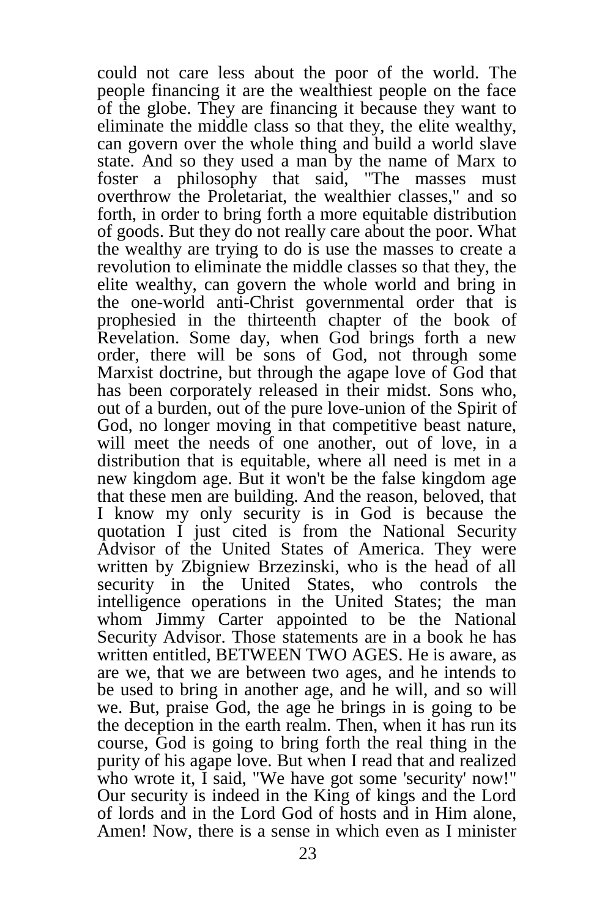could not care less about the poor of the world. The people financing it are the wealthiest people on the face of the globe. They are financing it because they want to eliminate the middle class so that they, the elite wealthy, can govern over the whole thing and build a world slave state. And so they used a man by the name of Marx to foster a philosophy that said, "The masses must overthrow the Proletariat, the wealthier classes," and so forth, in order to bring forth a more equitable distribution of goods. But they do not really care about the poor. What the wealthy are trying to do is use the masses to create a revolution to eliminate the middle classes so that they, the elite wealthy, can govern the whole world and bring in the one-world anti-Christ governmental order that is prophesied in the thirteenth chapter of the book of Revelation. Some day, when God brings forth a new order, there will be sons of God, not through some Marxist doctrine, but through the agape love of God that has been corporately released in their midst. Sons who, out of a burden, out of the pure love-union of the Spirit of God, no longer moving in that competitive beast nature, will meet the needs of one another, out of love, in a distribution that is equitable, where all need is met in a new kingdom age. But it won't be the false kingdom age that these men are building. And the reason, beloved, that I know my only security is in God is because the quotation I just cited is from the National Security Advisor of the United States of America. They were written by Zbigniew Brzezinski, who is the head of all security in the United States, who controls the intelligence operations in the United States; the man whom Jimmy Carter appointed to be the National Security Advisor. Those statements are in a book he has written entitled, BETWEEN TWO AGES. He is aware, as are we, that we are between two ages, and he intends to be used to bring in another age, and he will, and so will we. But, praise God, the age he brings in is going to be the deception in the earth realm. Then, when it has run its course, God is going to bring forth the real thing in the purity of his agape love. But when I read that and realized who wrote it, I said, "We have got some 'security' now!" Our security is indeed in the King of kings and the Lord of lords and in the Lord God of hosts and in Him alone, Amen! Now, there is a sense in which even as I minister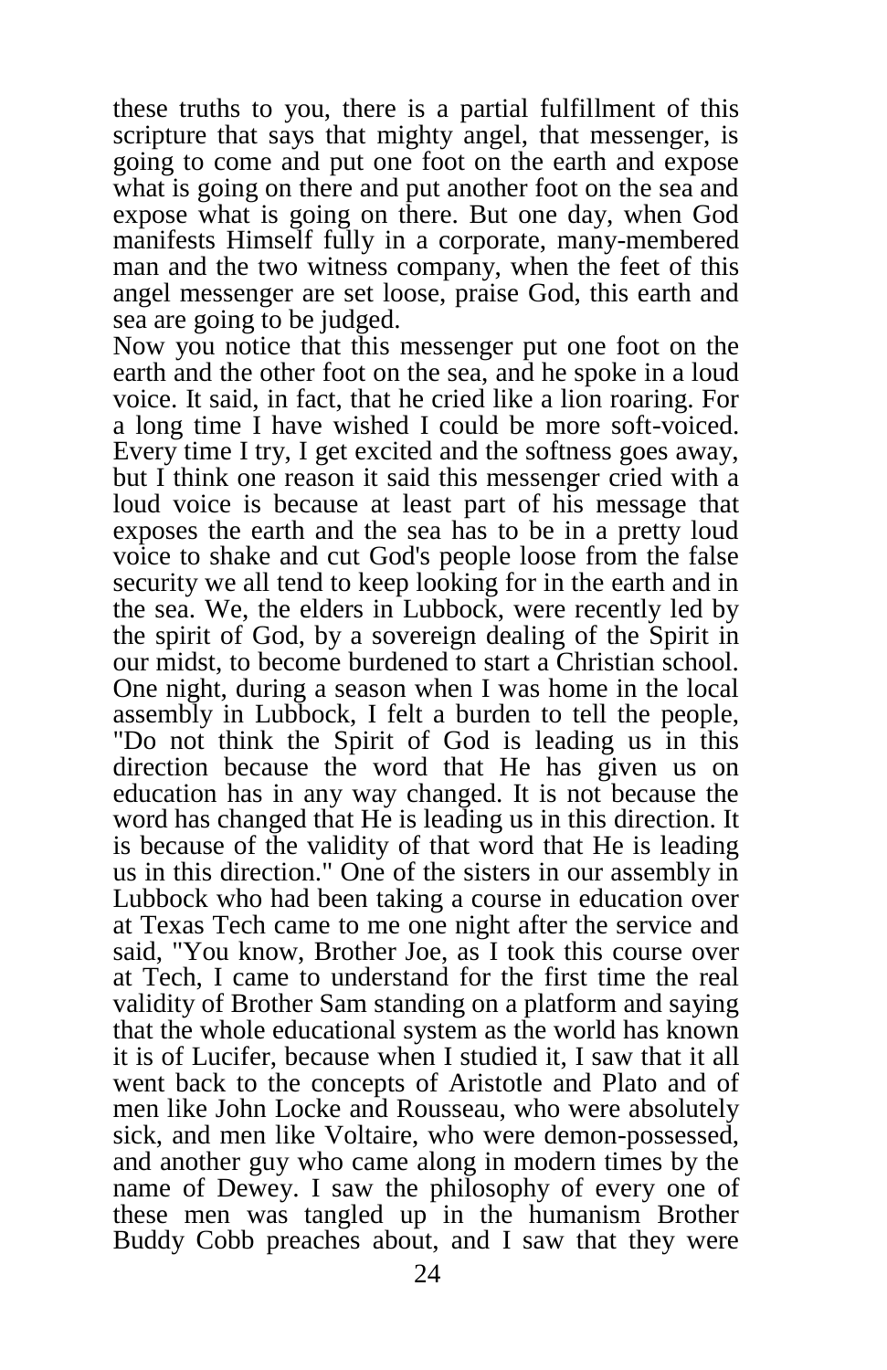these truths to you, there is a partial fulfillment of this scripture that says that mighty angel, that messenger, is going to come and put one foot on the earth and expose what is going on there and put another foot on the sea and expose what is going on there. But one day, when God manifests Himself fully in a corporate, many-membered man and the two witness company, when the feet of this angel messenger are set loose, praise God, this earth and sea are going to be judged.

Now you notice that this messenger put one foot on the earth and the other foot on the sea, and he spoke in a loud voice. It said, in fact, that he cried like a lion roaring. For a long time I have wished I could be more soft-voiced. Every time I try, I get excited and the softness goes away, but I think one reason it said this messenger cried with a loud voice is because at least part of his message that exposes the earth and the sea has to be in a pretty loud voice to shake and cut God's people loose from the false security we all tend to keep looking for in the earth and in the sea. We, the elders in Lubbock, were recently led by the spirit of God, by a sovereign dealing of the Spirit in our midst, to become burdened to start a Christian school. One night, during a season when I was home in the local assembly in Lubbock, I felt a burden to tell the people, "Do not think the Spirit of God is leading us in this direction because the word that He has given us on education has in any way changed. It is not because the word has changed that He is leading us in this direction. It is because of the validity of that word that He is leading us in this direction." One of the sisters in our assembly in Lubbock who had been taking a course in education over at Texas Tech came to me one night after the service and said, "You know, Brother Joe, as I took this course over at Tech, I came to understand for the first time the real validity of Brother Sam standing on a platform and saying that the whole educational system as the world has known it is of Lucifer, because when I studied it, I saw that it all went back to the concepts of Aristotle and Plato and of men like John Locke and Rousseau, who were absolutely sick, and men like Voltaire, who were demon-possessed, and another guy who came along in modern times by the name of Dewey. I saw the philosophy of every one of these men was tangled up in the humanism Brother Buddy Cobb preaches about, and I saw that they were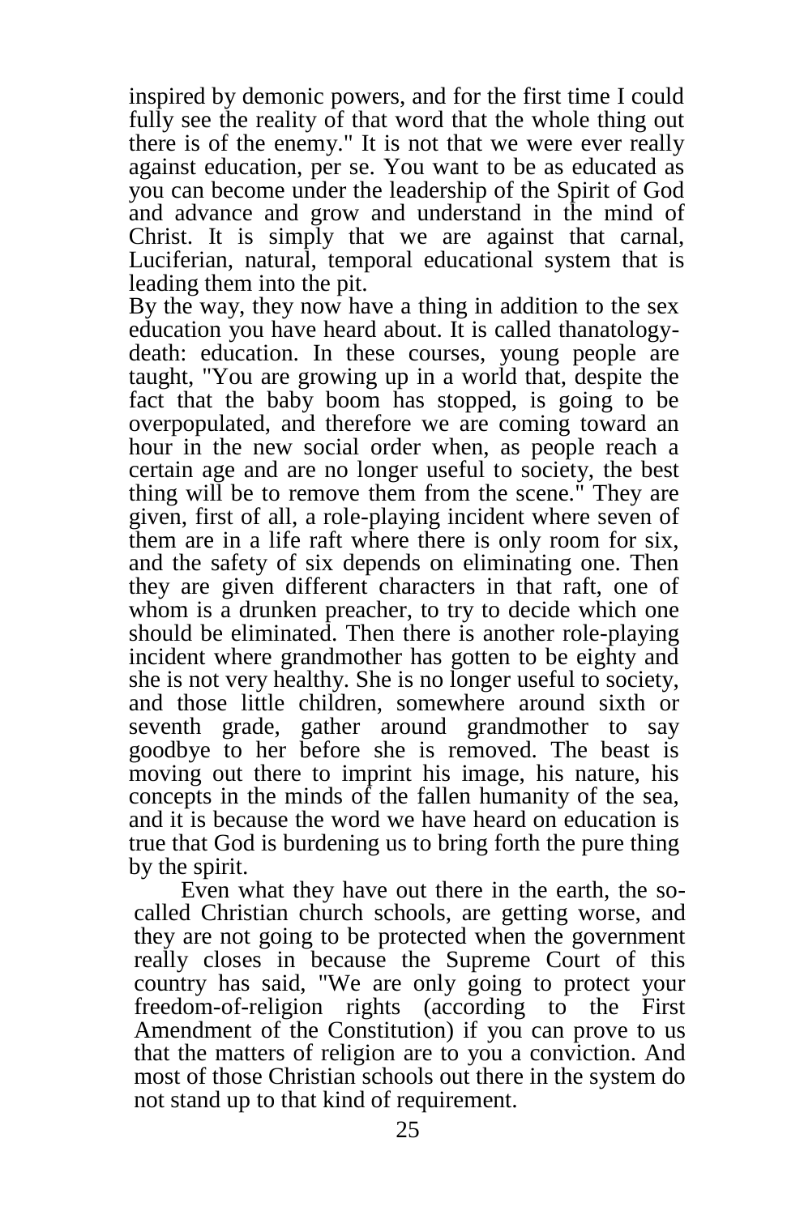inspired by demonic powers, and for the first time I could fully see the reality of that word that the whole thing out there is of the enemy." It is not that we were ever really against education, per se. You want to be as educated as you can become under the leadership of the Spirit of God and advance and grow and understand in the mind of Christ. It is simply that we are against that carnal, Luciferian, natural, temporal educational system that is leading them into the pit.

By the way, they now have a thing in addition to the sex education you have heard about. It is called thanatology-death: education. In these courses, young people are taught, "You are growing up in a world that, despite the fact that the baby boom has stopped, is going to be overpopulated, and therefore we are coming toward an hour in the new social order when, as people reach a certain age and are no longer useful to society, the best thing will be to remove them from the scene." They are given, first of all, a role-playing incident where seven of them are in a life raft where there is only room for six, and the safety of six depends on eliminating one. Then they are given different characters in that raft, one of whom is a drunken preacher, to try to decide which one should be eliminated. Then there is another role-playing incident where grandmother has gotten to be eighty and she is not very healthy. She is no longer useful to society, and those little children, somewhere around sixth or seventh grade, gather around grandmother to say goodbye to her before she is removed. The beast is moving out there to imprint his image, his nature, his concepts in the minds of the fallen humanity of the sea, and it is because the word we have heard on education is true that God is burdening us to bring forth the pure thing by the spirit.

Even what they have out there in the earth, the so-called Christian church schools, are getting worse, and they are not going to be protected when the government really closes in because the Supreme Court of this country has said, "We are only going to protect your freedom-of-religion rights (according to the First Amendment of the Constitution) if you can prove to us that the matters of religion are to you a conviction. And most of those Christian schools out there in the system do not stand up to that kind of requirement.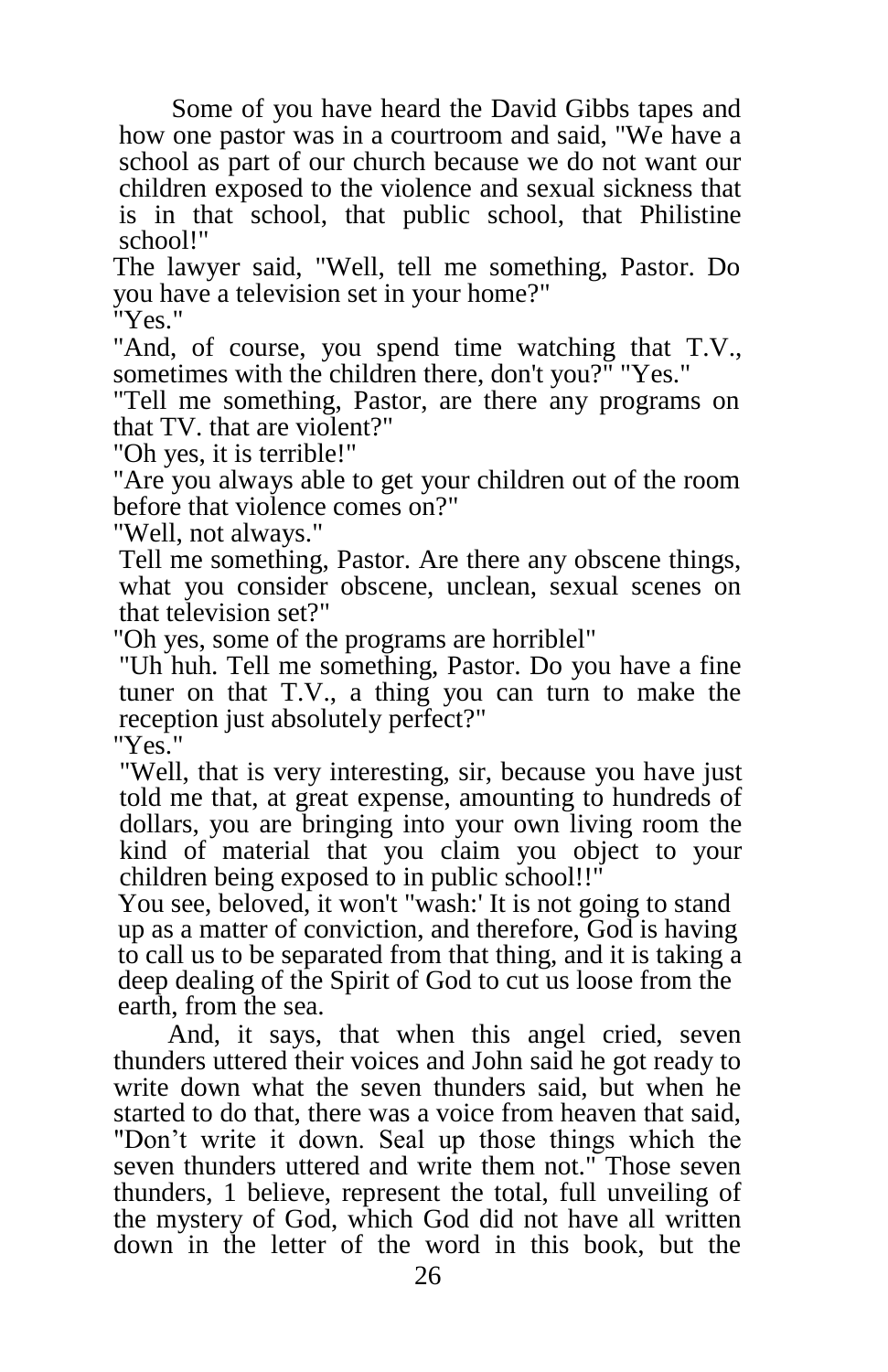Some of you have heard the David Gibbs tapes and how one pastor was in a courtroom and said, "We have a school as part of our church because we do not want our children exposed to the violence and sexual sickness that is in that school, that public school, that Philistine school!"

The lawyer said, "Well, tell me something, Pastor. Do you have a television set in your home?"

"Yes."

"And, of course, you spend time watching that T.V., sometimes with the children there, don't you?" "Yes."

"Tell me something, Pastor, are there any programs on that TV. that are violent?"

"Oh yes, it is terrible!"

"Are you always able to get your children out of the room before that violence comes on?"

"Well, not always."

Tell me something, Pastor. Are there any obscene things, what you consider obscene, unclean, sexual scenes on that television set?"

"Oh yes, some of the programs are horriblel"

"Uh huh. Tell me something, Pastor. Do you have a fine tuner on that T.V., a thing you can turn to make the reception just absolutely perfect?"

"Yes."

"Well, that is very interesting, sir, because you have just told me that, at great expense, amounting to hundreds of dollars, you are bringing into your own living room the kind of material that you claim you object to your children being exposed to in public school!!"

You see, beloved, it won't "wash:' It is not going to stand up as a matter of conviction, and therefore, God is having to call us to be separated from that thing, and it is taking a deep dealing of the Spirit of God to cut us loose from the earth, from the sea.

And, it says, that when this angel cried, seven thunders uttered their voices and John said he got ready to write down what the seven thunders said, but when he started to do that, there was a voice from heaven that said, "Don't write it down. Seal up those things which the seven thunders uttered and write them not." Those seven thunders, 1 believe, represent the total, full unveiling of the mystery of God, which God did not have all written down in the letter of the word in this book, but the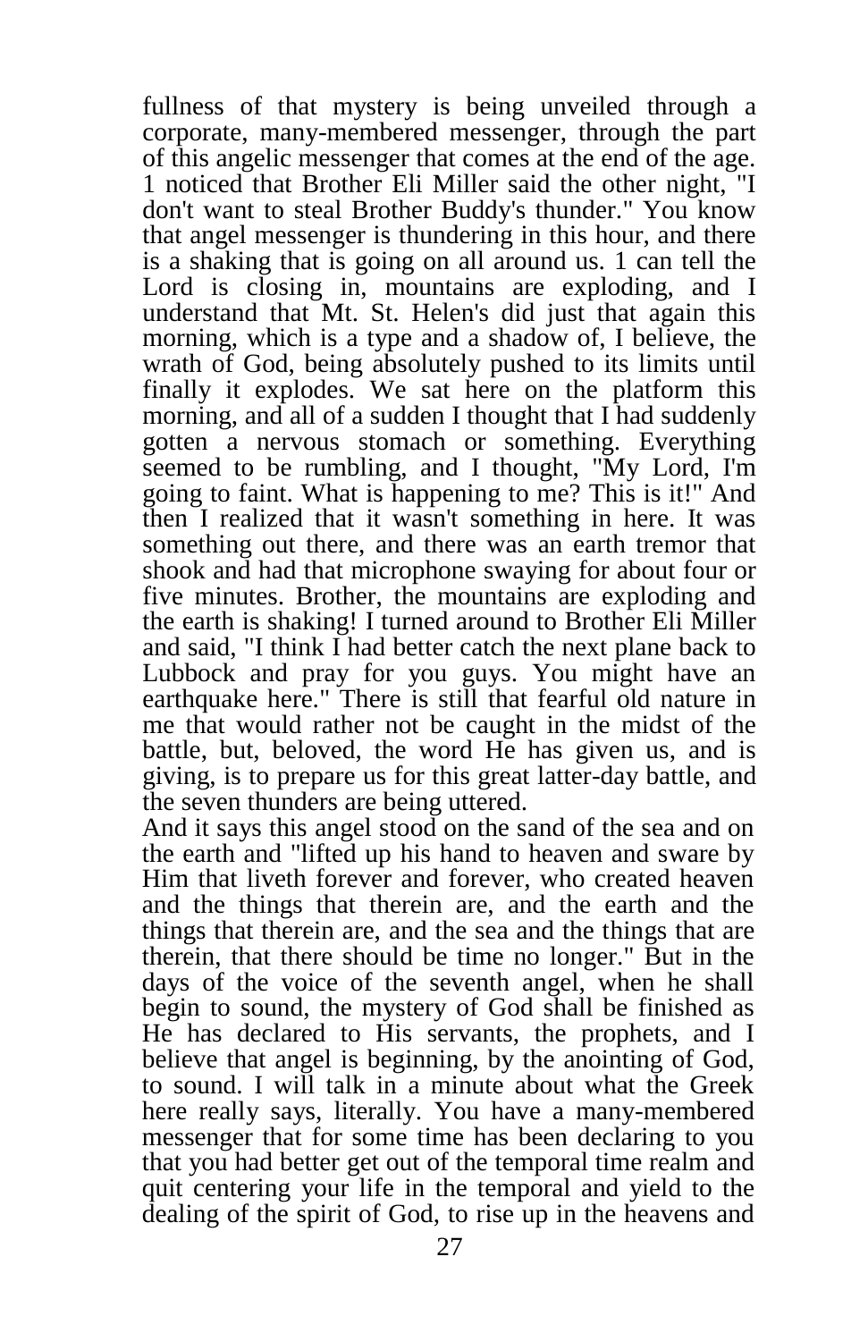fullness of that mystery is being unveiled through a corporate, many-membered messenger, through the part of this angelic messenger that comes at the end of the age. 1 noticed that Brother Eli Miller said the other night, "I don't want to steal Brother Buddy's thunder." You know that angel messenger is thundering in this hour, and there is a shaking that is going on all around us. 1 can tell the Lord is closing in, mountains are exploding, and I understand that Mt. St. Helen's did just that again this morning, which is a type and a shadow of, I believe, the wrath of God, being absolutely pushed to its limits until finally it explodes. We sat here on the platform this morning, and all of a sudden I thought that I had suddenly gotten a nervous stomach or something. Everything seemed to be rumbling, and I thought, "My Lord, I'm going to faint. What is happening to me? This is it!" And then I realized that it wasn't something in here. It was something out there, and there was an earth tremor that shook and had that microphone swaying for about four or five minutes. Brother, the mountains are exploding and the earth is shaking! I turned around to Brother Eli Miller and said, "I think I had better catch the next plane back to Lubbock and pray for you guys. You might have an earthquake here." There is still that fearful old nature in me that would rather not be caught in the midst of the battle, but, beloved, the word He has given us, and is giving, is to prepare us for this great latter-day battle, and the seven thunders are being uttered.

And it says this angel stood on the sand of the sea and on the earth and "lifted up his hand to heaven and sware by Him that liveth forever and forever, who created heaven and the things that therein are, and the earth and the things that therein are, and the sea and the things that are therein, that there should be time no longer." But in the days of the voice of the seventh angel, when he shall begin to sound, the mystery of God shall be finished as He has declared to His servants, the prophets, and I believe that angel is beginning, by the anointing of God, to sound. I will talk in a minute about what the Greek here really says, literally. You have a many-membered messenger that for some time has been declaring to you that you had better get out of the temporal time realm and quit centering your life in the temporal and yield to the dealing of the spirit of God, to rise up in the heavens and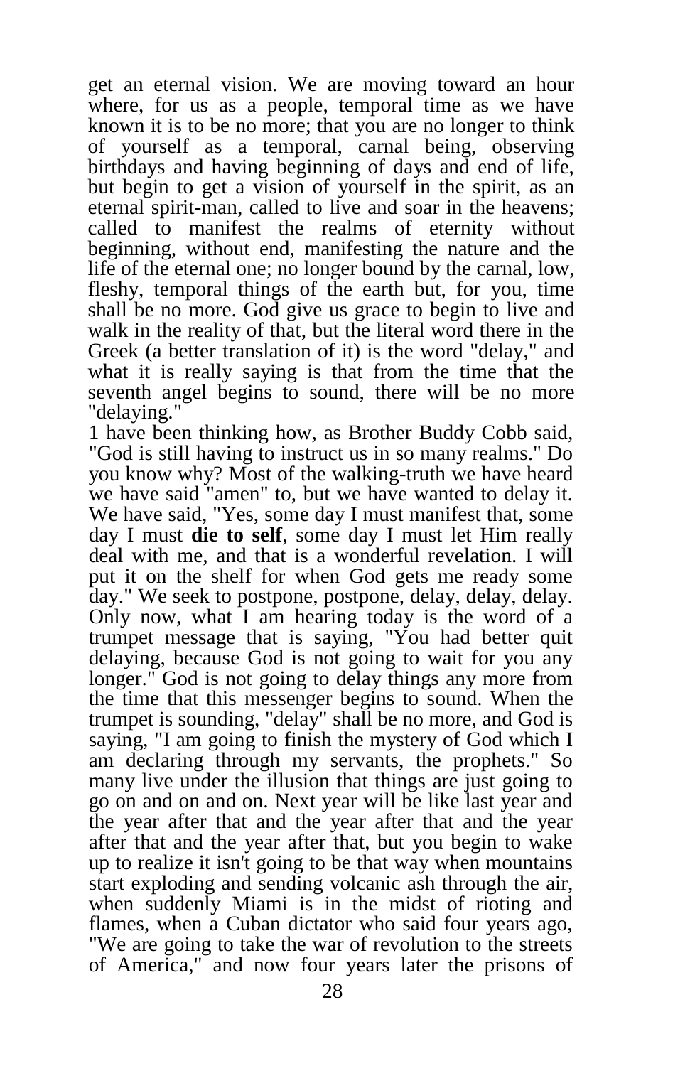get an eternal vision. We are moving toward an hour where, for us as a people, temporal time as we have known it is to be no more; that you are no longer to think of yourself as a temporal, carnal being, observing birthdays and having beginning of days and end of life, but begin to get a vision of yourself in the spirit, as an eternal spirit-man, called to live and soar in the heavens; called to manifest the realms of eternity without beginning, without end, manifesting the nature and the life of the eternal one; no longer bound by the carnal, low, fleshy, temporal things of the earth but, for you, time shall be no more. God give us grace to begin to live and walk in the reality of that, but the literal word there in the Greek (a better translation of it) is the word "delay," and what it is really saying is that from the time that the seventh angel begins to sound, there will be no more "delaying."

1 have been thinking how, as Brother Buddy Cobb said, "God is still having to instruct us in so many realms." Do you know why? Most of the walking-truth we have heard we have said "amen" to, but we have wanted to delay it. We have said, "Yes, some day I must manifest that, some day I must **die to self**, some day I must let Him really deal with me, and that is a wonderful revelation. I will put it on the shelf for when God gets me ready some day." We seek to postpone, postpone, delay, delay, delay. Only now, what I am hearing today is the word of a trumpet message that is saying, "You had better quit delaying, because God is not going to wait for you any longer." God is not going to delay things any more from the time that this messenger begins to sound. When the trumpet is sounding, "delay" shall be no more, and God is saying, "I am going to finish the mystery of God which I am declaring through my servants, the prophets." So many live under the illusion that things are just going to go on and on and on. Next year will be like last year and the year after that and the year after that and the year after that and the year after that, but you begin to wake up to realize it isn't going to be that way when mountains start exploding and sending volcanic ash through the air, when suddenly Miami is in the midst of rioting and flames, when a Cuban dictator who said four years ago, "We are going to take the war of revolution to the streets of America," and now four years later the prisons of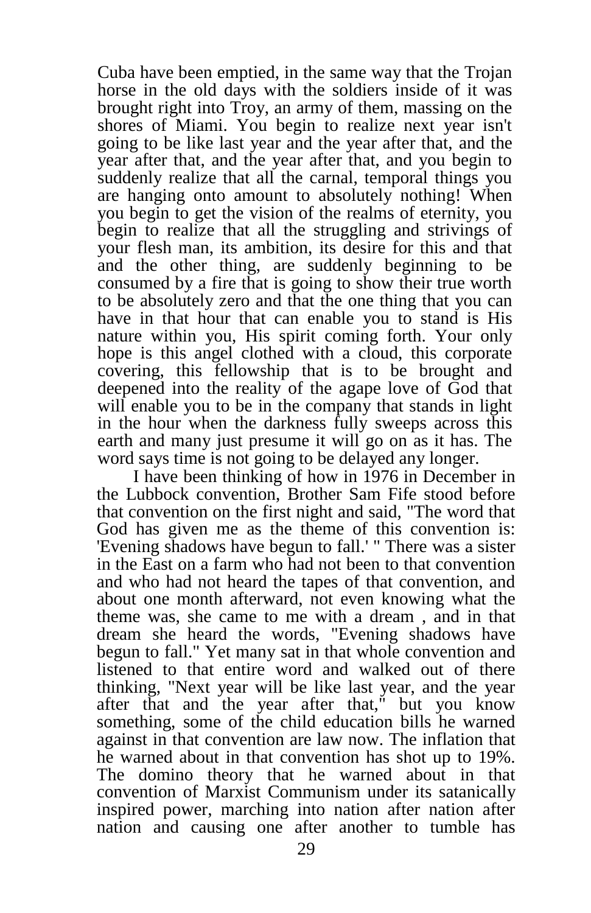Cuba have been emptied, in the same way that the Trojan horse in the old days with the soldiers inside of it was brought right into Troy, an army of them, massing on the shores of Miami. You begin to realize next year isn't going to be like last year and the year after that, and the year after that, and the year after that, and you begin to suddenly realize that all the carnal, temporal things you are hanging onto amount to absolutely nothing! When you begin to get the vision of the realms of eternity, you begin to realize that all the struggling and strivings of your flesh man, its ambition, its desire for this and that and the other thing, are suddenly beginning to be consumed by a fire that is going to show their true worth to be absolutely zero and that the one thing that you can have in that hour that can enable you to stand is His nature within you, His spirit coming forth. Your only hope is this angel clothed with a cloud, this corporate covering, this fellowship that is to be brought and deepened into the reality of the agape love of God that will enable you to be in the company that stands in light in the hour when the darkness fully sweeps across this earth and many just presume it will go on as it has. The word says time is not going to be delayed any longer.

I have been thinking of how in 1976 in December in the Lubbock convention, Brother Sam Fife stood before that convention on the first night and said, "The word that God has given me as the theme of this convention is: 'Evening shadows have begun to fall.' " There was a sister in the East on a farm who had not been to that convention and who had not heard the tapes of that convention, and about one month afterward, not even knowing what the theme was, she came to me with a dream , and in that dream she heard the words, "Evening shadows have begun to fall." Yet many sat in that whole convention and listened to that entire word and walked out of there thinking, "Next year will be like last year, and the year after that and the year after that," but you know something, some of the child education bills he warned against in that convention are law now. The inflation that he warned about in that convention has shot up to 19%. The domino theory that he warned about in that convention of Marxist Communism under its satanically inspired power, marching into nation after nation after nation and causing one after another to tumble has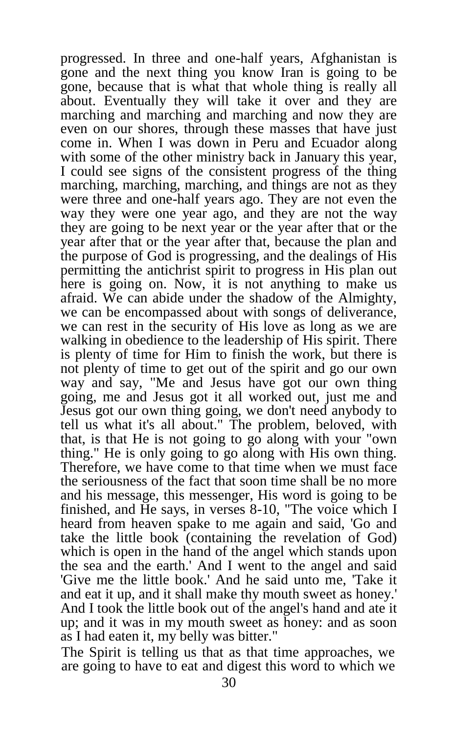progressed. In three and one-half years, Afghanistan is gone and the next thing you know Iran is going to be gone, because that is what that whole thing is really all about. Eventually they will take it over and they are marching and marching and marching and now they are even on our shores, through these masses that have just come in. When I was down in Peru and Ecuador along with some of the other ministry back in January this year, I could see signs of the consistent progress of the thing marching, marching, marching, and things are not as they were three and one-half years ago. They are not even the way they were one year ago, and they are not the way they are going to be next year or the year after that or the year after that or the year after that, because the plan and the purpose of God is progressing, and the dealings of His permitting the antichrist spirit to progress in His plan out here is going on. Now, it is not anything to make us afraid. We can abide under the shadow of the Almighty, we can be encompassed about with songs of deliverance, we can rest in the security of His love as long as we are walking in obedience to the leadership of His spirit. There is plenty of time for Him to finish the work, but there is not plenty of time to get out of the spirit and go our own way and say, "Me and Jesus have got our own thing going, me and Jesus got it all worked out, just me and Jesus got our own thing going, we don't need anybody to tell us what it's all about." The problem, beloved, with that, is that He is not going to go along with your "own thing." He is only going to go along with His own thing. Therefore, we have come to that time when we must face the seriousness of the fact that soon time shall be no more and his message, this messenger, His word is going to be finished, and He says, in verses 8-10, "The voice which I heard from heaven spake to me again and said, 'Go and take the little book (containing the revelation of God) which is open in the hand of the angel which stands upon the sea and the earth.' And I went to the angel and said 'Give me the little book.' And he said unto me, 'Take it and eat it up, and it shall make thy mouth sweet as honey.' And I took the little book out of the angel's hand and ate it up; and it was in my mouth sweet as honey: and as soon as I had eaten it, my belly was bitter."

The Spirit is telling us that as that time approaches, we are going to have to eat and digest this word to which we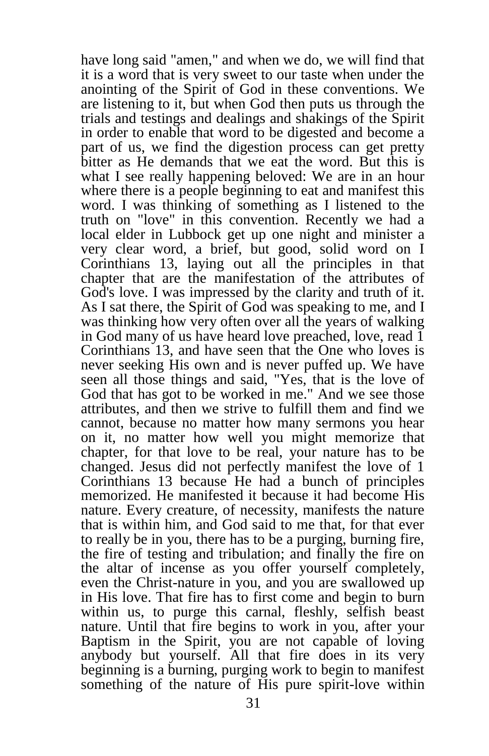have long said "amen," and when we do, we will find that it is a word that is very sweet to our taste when under the anointing of the Spirit of God in these conventions. We are listening to it, but when God then puts us through the trials and testings and dealings and shakings of the Spirit in order to enable that word to be digested and become a part of us, we find the digestion process can get pretty bitter as He demands that we eat the word. But this is what I see really happening beloved: We are in an hour where there is a people beginning to eat and manifest this word. I was thinking of something as I listened to the truth on "love" in this convention. Recently we had a local elder in Lubbock get up one night and minister a very clear word, a brief, but good, solid word on I Corinthians 13, laying out all the principles in that chapter that are the manifestation of the attributes of God's love. I was impressed by the clarity and truth of it. As I sat there, the Spirit of God was speaking to me, and I was thinking how very often over all the years of walking in God many of us have heard love preached, love, read 1 Corinthians 13, and have seen that the One who loves is never seeking His own and is never puffed up. We have seen all those things and said, "Yes, that is the love of God that has got to be worked in me." And we see those attributes, and then we strive to fulfill them and find we cannot, because no matter how many sermons you hear on it, no matter how well you might memorize that chapter, for that love to be real, your nature has to be changed. Jesus did not perfectly manifest the love of 1 Corinthians 13 because He had a bunch of principles memorized. He manifested it because it had become His nature. Every creature, of necessity, manifests the nature that is within him, and God said to me that, for that ever to really be in you, there has to be a purging, burning fire, the fire of testing and tribulation; and finally the fire on the altar of incense as you offer yourself completely, even the Christ-nature in you, and you are swallowed up in His love. That fire has to first come and begin to burn within us, to purge this carnal, fleshly, selfish beast nature. Until that fire begins to work in you, after your Baptism in the Spirit, you are not capable of loving anybody but yourself. All that fire does in its very beginning is a burning, purging work to begin to manifest something of the nature of His pure spirit-love within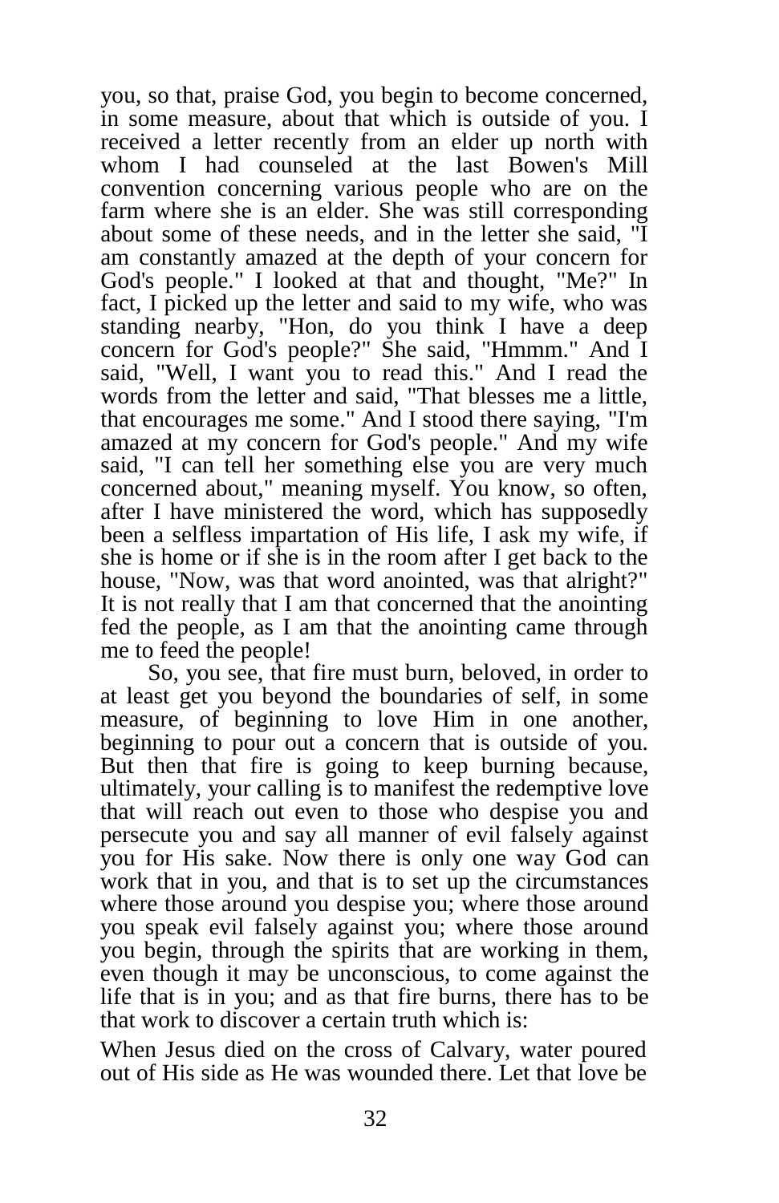you, so that, praise God, you begin to become concerned, in some measure, about that which is outside of you. I received a letter recently from an elder up north with whom I had counseled at the last Bowen's Mill convention concerning various people who are on the farm where she is an elder. She was still corresponding about some of these needs, and in the letter she said, "I am constantly amazed at the depth of your concern for God's people." I looked at that and thought, "Me?" In fact, I picked up the letter and said to my wife, who was standing nearby, "Hon, do you think I have a deep concern for God's people?" She said, "Hmmm." And I said, "Well, I want you to read this." And I read the words from the letter and said, "That blesses me a little, that encourages me some." And I stood there saying, "I'm amazed at my concern for God's people." And my wife said, "I can tell her something else you are very much concerned about," meaning myself. You know, so often, after I have ministered the word, which has supposedly been a selfless impartation of His life, I ask my wife, if she is home or if she is in the room after I get back to the house, "Now, was that word anointed, was that alright?" It is not really that I am that concerned that the anointing fed the people, as I am that the anointing came through me to feed the people!

So, you see, that fire must burn, beloved, in order to at least get you beyond the boundaries of self, in some measure, of beginning to love Him in one another, beginning to pour out a concern that is outside of you. But then that fire is going to keep burning because, ultimately, your calling is to manifest the redemptive love that will reach out even to those who despise you and persecute you and say all manner of evil falsely against you for His sake. Now there is only one way God can work that in you, and that is to set up the circumstances where those around you despise you; where those around you speak evil falsely against you; where those around you begin, through the spirits that are working in them, even though it may be unconscious, to come against the life that is in you; and as that fire burns, there has to be that work to discover a certain truth which is:

When Jesus died on the cross of Calvary, water poured out of His side as He was wounded there. Let that love be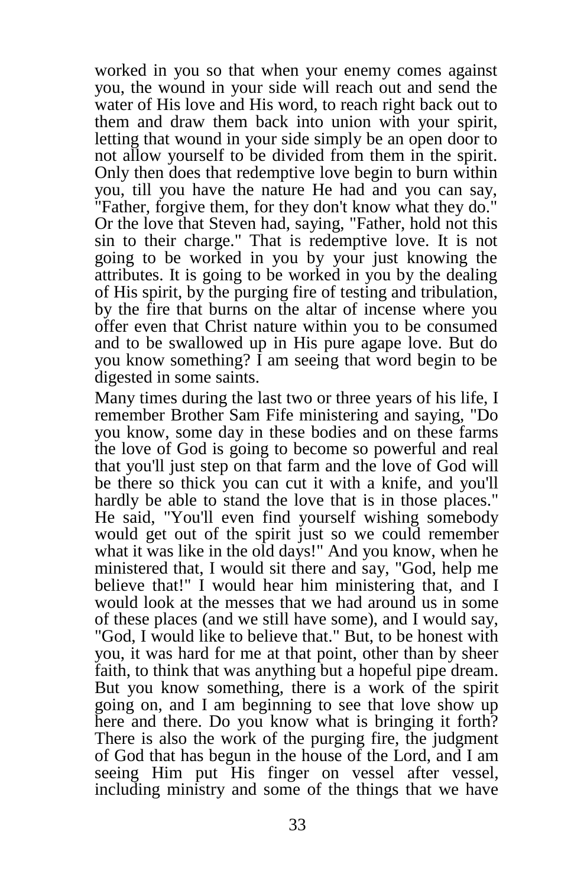worked in you so that when your enemy comes against you, the wound in your side will reach out and send the water of His love and His word, to reach right back out to them and draw them back into union with your spirit, letting that wound in your side simply be an open door to not allow yourself to be divided from them in the spirit. Only then does that redemptive love begin to burn within you, till you have the nature He had and you can say, "Father, forgive them, for they don't know what they do." Or the love that Steven had, saying, "Father, hold not this sin to their charge." That is redemptive love. It is not going to be worked in you by your just knowing the attributes. It is going to be worked in you by the dealing of His spirit, by the purging fire of testing and tribulation, by the fire that burns on the altar of incense where you offer even that Christ nature within you to be consumed and to be swallowed up in His pure agape love. But do you know something? I am seeing that word begin to be digested in some saints.

Many times during the last two or three years of his life, I remember Brother Sam Fife ministering and saying, "Do you know, some day in these bodies and on these farms the love of God is going to become so powerful and real that you'll just step on that farm and the love of God will be there so thick you can cut it with a knife, and you'll hardly be able to stand the love that is in those places." He said, "You'll even find yourself wishing somebody would get out of the spirit just so we could remember what it was like in the old days!" And you know, when he ministered that, I would sit there and say, "God, help me believe that!" I would hear him ministering that, and I would look at the messes that we had around us in some of these places (and we still have some), and I would say, "God, I would like to believe that." But, to be honest with you, it was hard for me at that point, other than by sheer faith, to think that was anything but a hopeful pipe dream. But you know something, there is a work of the spirit going on, and I am beginning to see that love show up here and there. Do you know what is bringing it forth? There is also the work of the purging fire, the judgment of God that has begun in the house of the Lord, and I am seeing Him put His finger on vessel after vessel, including ministry and some of the things that we have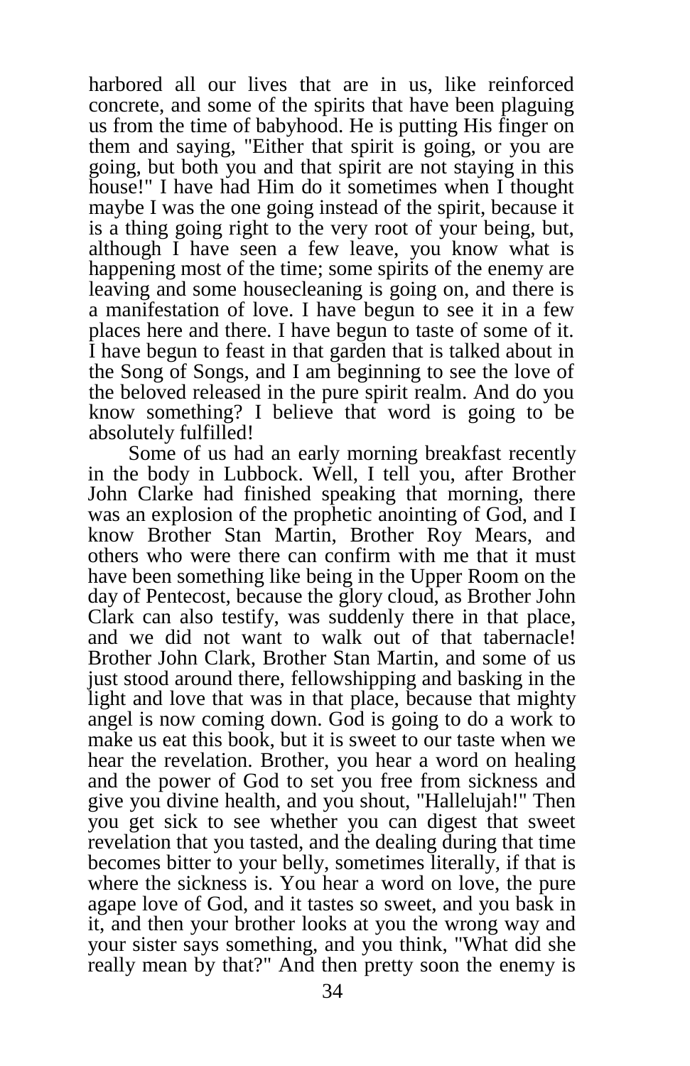harbored all our lives that are in us, like reinforced concrete, and some of the spirits that have been plaguing us from the time of babyhood. He is putting His finger on them and saying, "Either that spirit is going, or you are going, but both you and that spirit are not staying in this house!" I have had Him do it sometimes when I thought maybe I was the one going instead of the spirit, because it is a thing going right to the very root of your being, but, although I have seen a few leave, you know what is happening most of the time; some spirits of the enemy are leaving and some housecleaning is going on, and there is a manifestation of love. I have begun to see it in a few places here and there. I have begun to taste of some of it. I have begun to feast in that garden that is talked about in the Song of Songs, and I am beginning to see the love of the beloved released in the pure spirit realm. And do you know something? I believe that word is going to be absolutely fulfilled!

Some of us had an early morning breakfast recently in the body in Lubbock. Well, I tell you, after Brother John Clarke had finished speaking that morning, there was an explosion of the prophetic anointing of God, and I know Brother Stan Martin, Brother Roy Mears, and others who were there can confirm with me that it must have been something like being in the Upper Room on the day of Pentecost, because the glory cloud, as Brother John Clark can also testify, was suddenly there in that place, and we did not want to walk out of that tabernacle! Brother John Clark, Brother Stan Martin, and some of us just stood around there, fellowshipping and basking in the light and love that was in that place, because that mighty angel is now coming down. God is going to do a work to make us eat this book, but it is sweet to our taste when we hear the revelation. Brother, you hear a word on healing and the power of God to set you free from sickness and give you divine health, and you shout, "Hallelujah!" Then you get sick to see whether you can digest that sweet revelation that you tasted, and the dealing during that time becomes bitter to your belly, sometimes literally, if that is where the sickness is. You hear a word on love, the pure agape love of God, and it tastes so sweet, and you bask in it, and then your brother looks at you the wrong way and your sister says something, and you think, "What did she really mean by that?" And then pretty soon the enemy is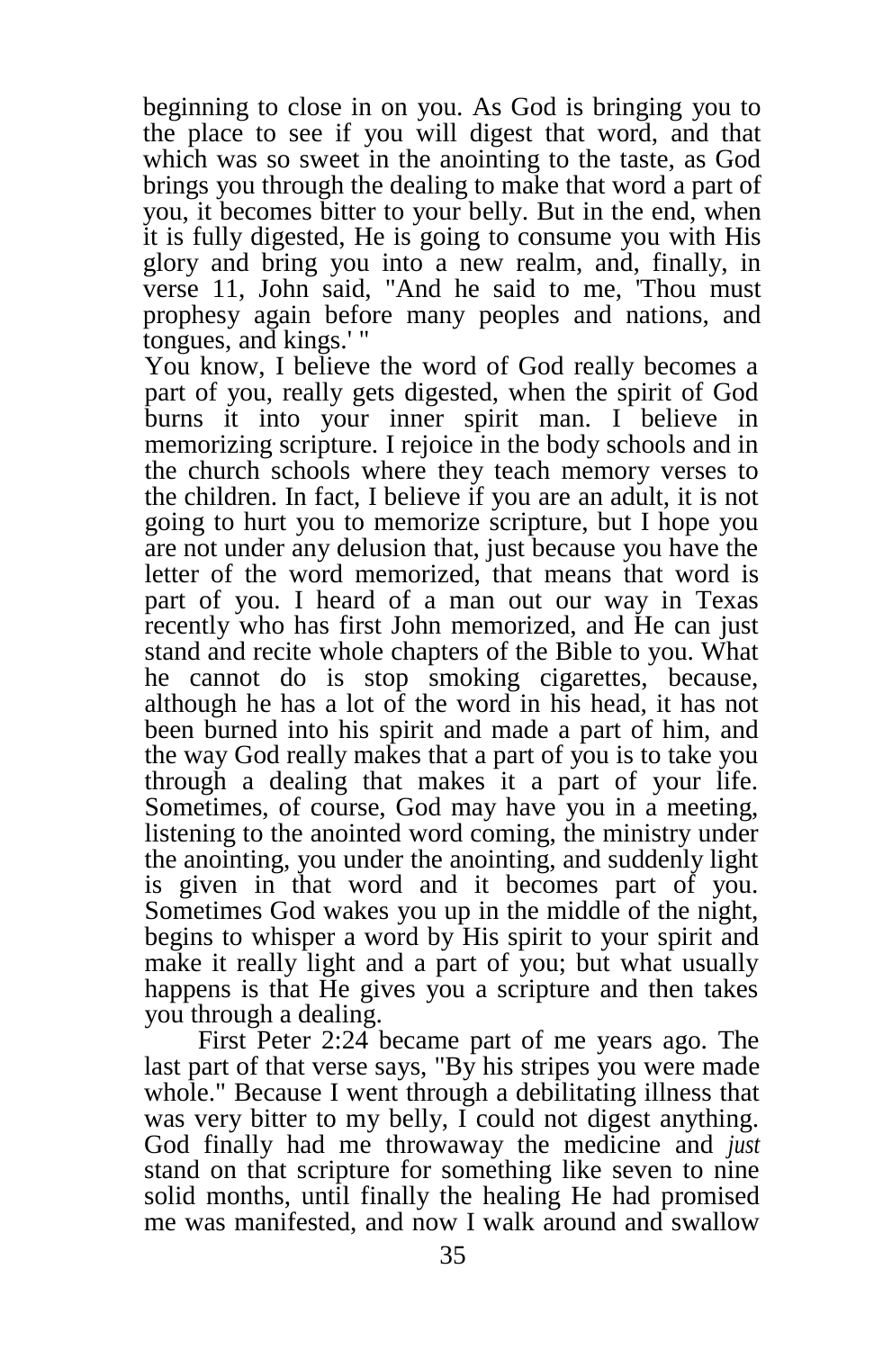beginning to close in on you. As God is bringing you to the place to see if you will digest that word, and that which was so sweet in the anointing to the taste, as God brings you through the dealing to make that word a part of you, it becomes bitter to your belly. But in the end, when it is fully digested, He is going to consume you with His glory and bring you into a new realm, and, finally, in verse 11, John said, "And he said to me, 'Thou must prophesy again before many peoples and nations, and tongues, and kings.' "

You know, I believe the word of God really becomes a part of you, really gets digested, when the spirit of God burns it into your inner spirit man. I believe in memorizing scripture. I rejoice in the body schools and in the church schools where they teach memory verses to the children. In fact, I believe if you are an adult, it is not going to hurt you to memorize scripture, but I hope you are not under any delusion that, just because you have the letter of the word memorized, that means that word is part of you. I heard of a man out our way in Texas recently who has first John memorized, and He can just stand and recite whole chapters of the Bible to you. What he cannot do is stop smoking cigarettes, because, although he has a lot of the word in his head, it has not been burned into his spirit and made a part of him, and the way God really makes that a part of you is to take you through a dealing that makes it a part of your life. Sometimes, of course, God may have you in a meeting, listening to the anointed word coming, the ministry under the anointing, you under the anointing, and suddenly light is given in that word and it becomes part of you. Sometimes God wakes you up in the middle of the night, begins to whisper a word by His spirit to your spirit and make it really light and a part of you; but what usually happens is that He gives you a scripture and then takes you through a dealing.

First Peter 2:24 became part of me years ago. The last part of that verse says, "By his stripes you were made whole." Because I went through a debilitating illness that was very bitter to my belly, I could not digest anything. God finally had me throwaway the medicine and *just* stand on that scripture for something like seven to nine solid months, until finally the healing He had promised me was manifested, and now I walk around and swallow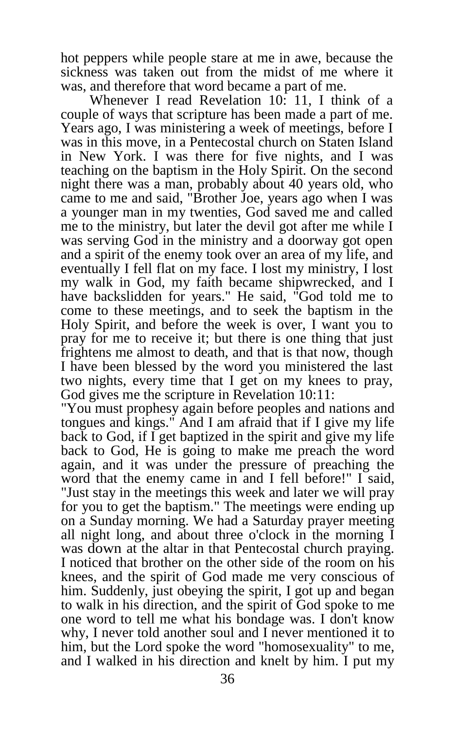hot peppers while people stare at me in awe, because the sickness was taken out from the midst of me where it was, and therefore that word became a part of me.

Whenever I read Revelation 10: 11, I think of a couple of ways that scripture has been made a part of me. Years ago, I was ministering a week of meetings, before I was in this move, in a Pentecostal church on Staten Island in New York. I was there for five nights, and I was teaching on the baptism in the Holy Spirit. On the second night there was a man, probably about 40 years old, who came to me and said, "Brother Joe, years ago when I was a younger man in my twenties, God saved me and called me to the ministry, but later the devil got after me while I was serving God in the ministry and a doorway got open and a spirit of the enemy took over an area of my life, and eventually I fell flat on my face. I lost my ministry, I lost my walk in God, my faith became shipwrecked, and I have backslidden for years." He said, "God told me to come to these meetings, and to seek the baptism in the Holy Spirit, and before the week is over, I want you to pray for me to receive it; but there is one thing that just frightens me almost to death, and that is that now, though I have been blessed by the word you ministered the last two nights, every time that I get on my knees to pray, God gives me the scripture in Revelation 10:11:

"You must prophesy again before peoples and nations and tongues and kings." And I am afraid that if I give my life back to God, if I get baptized in the spirit and give my life back to God, He is going to make me preach the word again, and it was under the pressure of preaching the word that the enemy came in and I fell before!" I said, "Just stay in the meetings this week and later we will pray for you to get the baptism." The meetings were ending up on a Sunday morning. We had a Saturday prayer meeting all night long, and about three o'clock in the morning I was down at the altar in that Pentecostal church praying. I noticed that brother on the other side of the room on his knees, and the spirit of God made me very conscious of him. Suddenly, just obeying the spirit, I got up and began to walk in his direction, and the spirit of God spoke to me one word to tell me what his bondage was. I don't know why, I never told another soul and I never mentioned it to him, but the Lord spoke the word "homosexuality" to me, and I walked in his direction and knelt by him. I put my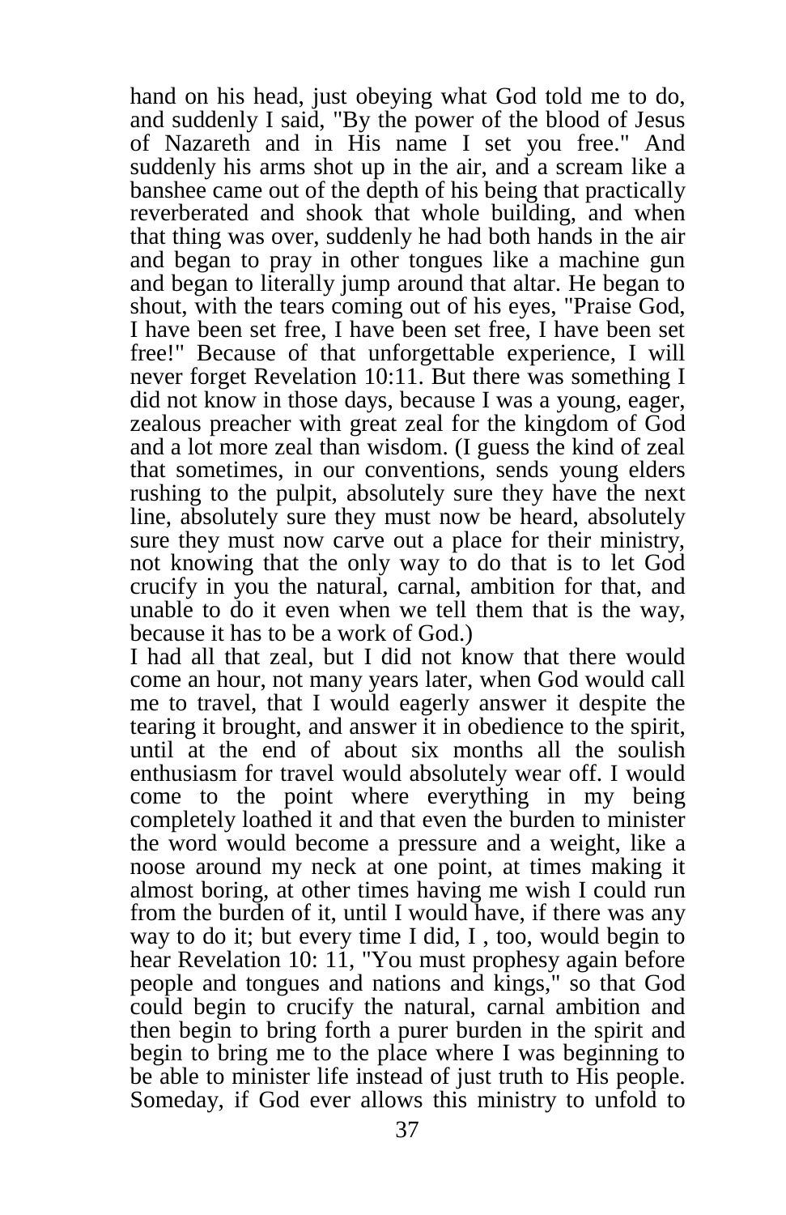hand on his head, just obeying what God told me to do, and suddenly I said, "By the power of the blood of Jesus of Nazareth and in His name I set you free." And suddenly his arms shot up in the air, and a scream like a banshee came out of the depth of his being that practically reverberated and shook that whole building, and when that thing was over, suddenly he had both hands in the air and began to pray in other tongues like a machine gun and began to literally jump around that altar. He began to shout, with the tears coming out of his eyes, "Praise God, I have been set free, I have been set free, I have been set free!" Because of that unforgettable experience, I will never forget Revelation 10:11. But there was something I did not know in those days, because I was a young, eager, zealous preacher with great zeal for the kingdom of God and a lot more zeal than wisdom. (I guess the kind of zeal that sometimes, in our conventions, sends young elders rushing to the pulpit, absolutely sure they have the next line, absolutely sure they must now be heard, absolutely sure they must now carve out a place for their ministry, not knowing that the only way to do that is to let God crucify in you the natural, carnal, ambition for that, and unable to do it even when we tell them that is the way, because it has to be a work of God.)

I had all that zeal, but I did not know that there would come an hour, not many years later, when God would call me to travel, that I would eagerly answer it despite the tearing it brought, and answer it in obedience to the spirit, until at the end of about six months all the soulish enthusiasm for travel would absolutely wear off. I would come to the point where everything in my being completely loathed it and that even the burden to minister the word would become a pressure and a weight, like a noose around my neck at one point, at times making it almost boring, at other times having me wish I could run from the burden of it, until I would have, if there was any way to do it; but every time I did, I , too, would begin to hear Revelation 10: 11, "You must prophesy again before people and tongues and nations and kings," so that God could begin to crucify the natural, carnal ambition and then begin to bring forth a purer burden in the spirit and begin to bring me to the place where I was beginning to be able to minister life instead of just truth to His people. Someday, if God ever allows this ministry to unfold to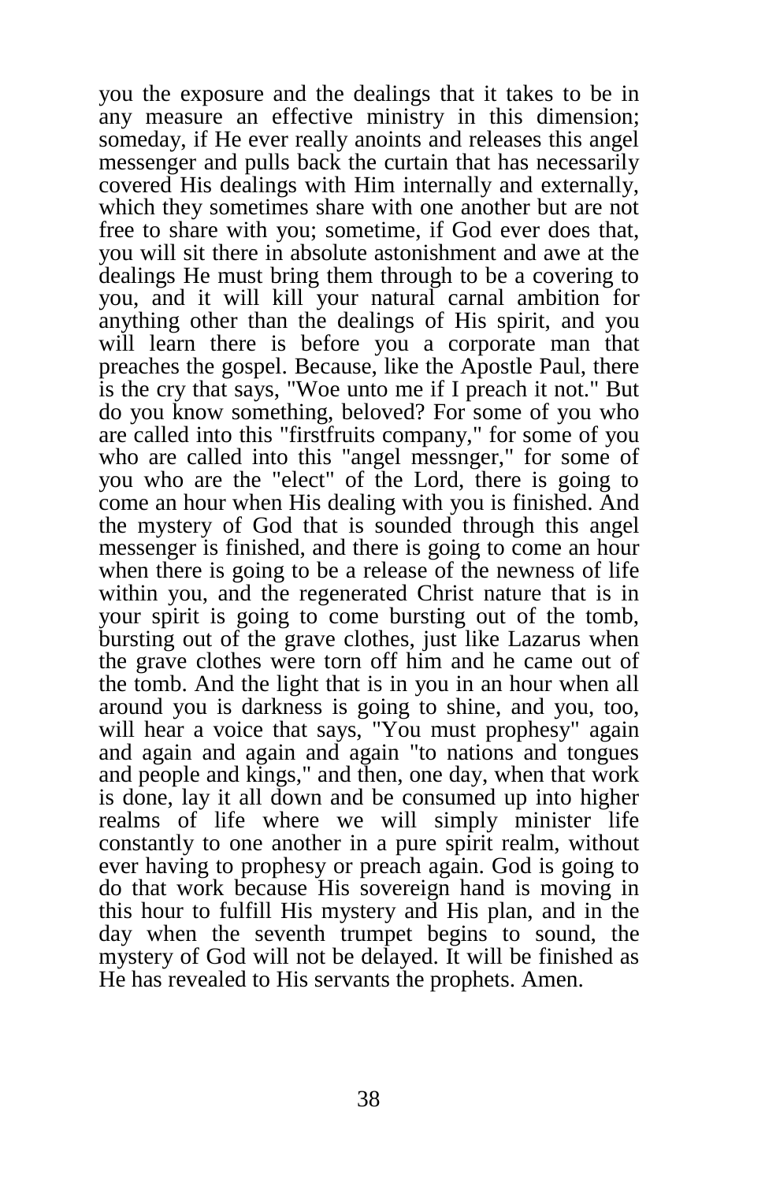you the exposure and the dealings that it takes to be in any measure an effective ministry in this dimension; someday, if He ever really anoints and releases this angel messenger and pulls back the curtain that has necessarily covered His dealings with Him internally and externally, which they sometimes share with one another but are not free to share with you; sometime, if God ever does that, you will sit there in absolute astonishment and awe at the dealings He must bring them through to be a covering to you, and it will kill your natural carnal ambition for anything other than the dealings of His spirit, and you will learn there is before you a corporate man that preaches the gospel. Because, like the Apostle Paul, there is the cry that says, "Woe unto me if I preach it not." But do you know something, beloved? For some of you who are called into this "firstfruits company," for some of you who are called into this "angel messnger," for some of you who are the "elect" of the Lord, there is going to come an hour when His dealing with you is finished. And the mystery of God that is sounded through this angel messenger is finished, and there is going to come an hour when there is going to be a release of the newness of life within you, and the regenerated Christ nature that is in your spirit is going to come bursting out of the tomb, bursting out of the grave clothes, just like Lazarus when the grave clothes were torn off him and he came out of the tomb. And the light that is in you in an hour when all around you is darkness is going to shine, and you, too, will hear a voice that says, "You must prophesy" again and again and again and again "to nations and tongues and people and kings," and then, one day, when that work is done, lay it all down and be consumed up into higher realms of life where we will simply minister life constantly to one another in a pure spirit realm, without ever having to prophesy or preach again. God is going to do that work because His sovereign hand is moving in this hour to fulfill His mystery and His plan, and in the day when the seventh trumpet begins to sound, the mystery of God will not be delayed. It will be finished as He has revealed to His servants the prophets. Amen.